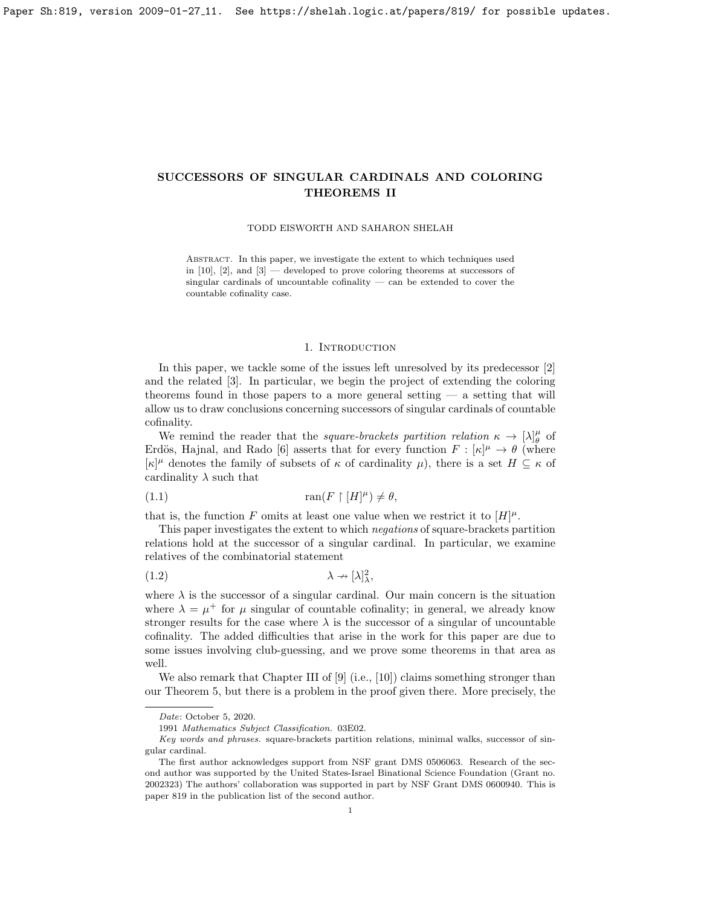# SUCCESSORS OF SINGULAR CARDINALS AND COLORING THEOREMS II

TODD EISWORTH AND SAHARON SHELAH

Abstract. In this paper, we investigate the extent to which techniques used in [10], [2], and [3] — developed to prove coloring theorems at successors of singular cardinals of uncountable cofinality — can be extended to cover the countable cofinality case.

## 1. Introduction

In this paper, we tackle some of the issues left unresolved by its predecessor [2] and the related [3]. In particular, we begin the project of extending the coloring theorems found in those papers to a more general setting — a setting that will allow us to draw conclusions concerning successors of singular cardinals of countable cofinality.

We remind the reader that the *square-brackets partition relation* $\kappa \to [\lambda]^{\mu}_{\theta}$ of Erdös, Hajnal, and Rado [6] asserts that for every function $F : [\kappa]^{\mu} \to \theta$ (where $[\kappa]^{\mu}$ denotes the family of subsets of $\kappa$ of cardinality $\mu$), there is a set $H \subseteq \kappa$ of cardinality $\lambda$ such that

$$\operatorname{ran}(F \upharpoonright [H]^{\mu}) \neq \theta, \tag{1.1}$$

that is, the function $F$ omits at least one value when we restrict it to $[H]^{\mu}$.

This paper investigates the extent to which *negations* of square-brackets partition relations hold at the successor of a singular cardinal. In particular, we examine relatives of the combinatorial statement

$$\lambda \nrightarrow [\lambda]^2_{\lambda}, \tag{1.2}$$

where $\lambda$ is the successor of a singular cardinal. Our main concern is the situation where $\lambda = \mu^+$ for $\mu$ singular of countable cofinality; in general, we already know stronger results for the case where $\lambda$ is the successor of a singular of uncountable cofinality. The added difficulties that arise in the work for this paper are due to some issues involving club-guessing, and we prove some theorems in that area as well.

We also remark that Chapter III of [9] (i.e., [10]) claims something stronger than our Theorem 5, but there is a problem in the proof given there. More precisely, the

---

*Date*: October 5, 2020.

1991 *Mathematics Subject Classification.* 03E02.

*Key words and phrases.* square-brackets partition relations, minimal walks, successor of singular cardinal.

The first author acknowledges support from NSF grant DMS 0506063. Research of the second author was supported by the United States-Israel Binational Science Foundation (Grant no. 2002323) The authors' collaboration was supported in part by NSF Grant DMS 0600940. This is paper 819 in the publication list of the second author.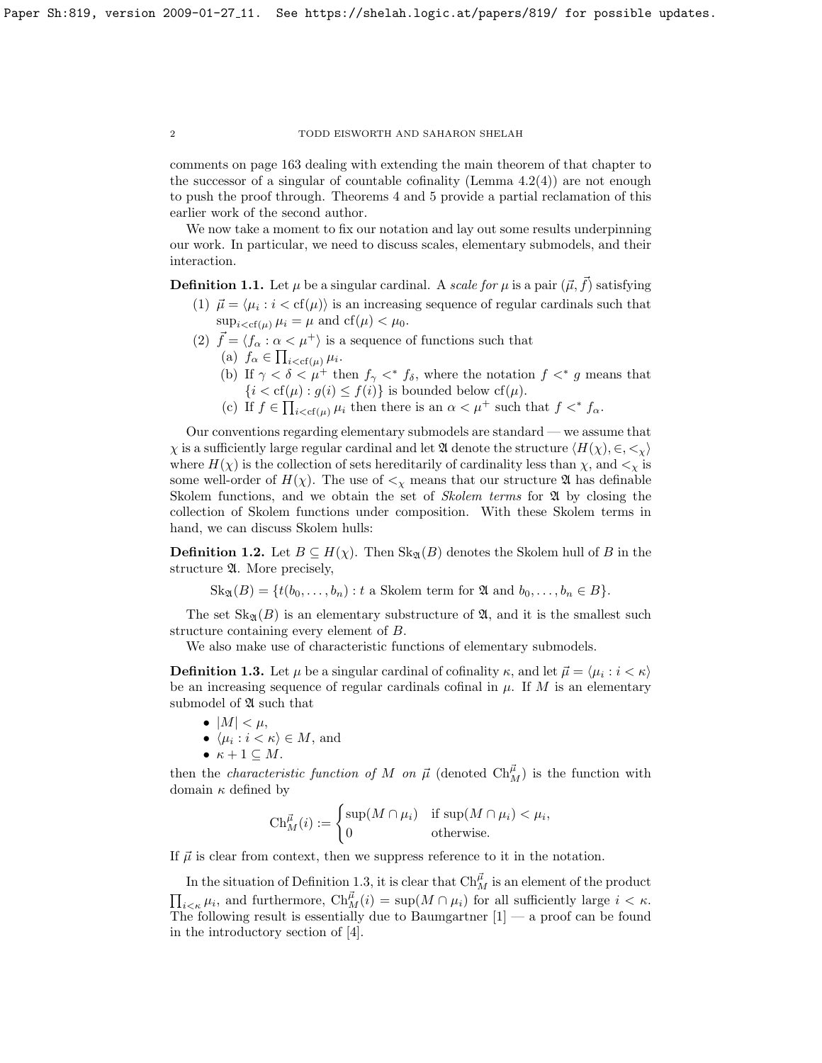comments on page 163 dealing with extending the main theorem of that chapter to the successor of a singular of countable cofinality (Lemma 4.2(4)) are not enough to push the proof through. Theorems 4 and 5 provide a partial reclamation of this earlier work of the second author.

We now take a moment to fix our notation and lay out some results underpinning our work. In particular, we need to discuss scales, elementary submodels, and their interaction.

**Definition 1.1.** Let $\mu$ be a singular cardinal. A *scale for* $\mu$ is a pair $(\vec{\mu}, \vec{f})$ satisfying

(1) $\vec{\mu} = \langle \mu_i : i < \operatorname{cf}(\mu) \rangle$ is an increasing sequence of regular cardinals such that $\sup_{i<\operatorname{cf}(\mu)} \mu_i = \mu$ and $\operatorname{cf}(\mu) < \mu_0$.

(2) $\vec{f} = \langle f_\alpha : \alpha < \mu^+ \rangle$ is a sequence of functions such that
   (a) $f_\alpha \in \prod_{i<\operatorname{cf}(\mu)} \mu_i$.
   (b) If $\gamma < \delta < \mu^+$ then $f_\gamma <^* f_\delta$, where the notation $f <^* g$ means that $\{i < \operatorname{cf}(\mu) : g(i) \leq f(i)\}$ is bounded below $\operatorname{cf}(\mu)$.
   (c) If $f \in \prod_{i<\operatorname{cf}(\mu)} \mu_i$ then there is an $\alpha < \mu^+$ such that $f <^* f_\alpha$.

Our conventions regarding elementary submodels are standard — we assume that $\chi$ is a sufficiently large regular cardinal and let $\mathfrak{A}$ denote the structure $\langle H(\chi), \in, <_\chi \rangle$ where $H(\chi)$ is the collection of sets hereditarily of cardinality less than $\chi$, and $<_\chi$ is some well-order of $H(\chi)$. The use of $<_\chi$ means that our structure $\mathfrak{A}$ has definable Skolem functions, and we obtain the set of *Skolem terms* for $\mathfrak{A}$ by closing the collection of Skolem functions under composition. With these Skolem terms in hand, we can discuss Skolem hulls:

**Definition 1.2.** Let $B \subseteq H(\chi)$. Then $\operatorname{Sk}_{\mathfrak{A}}(B)$ denotes the Skolem hull of $B$ in the structure $\mathfrak{A}$. More precisely,

$$\operatorname{Sk}_{\mathfrak{A}}(B) = \{t(b_0, \ldots, b_n) : t \text{ a Skolem term for } \mathfrak{A} \text{ and } b_0, \ldots, b_n \in B\}.$$

The set $\operatorname{Sk}_{\mathfrak{A}}(B)$ is an elementary substructure of $\mathfrak{A}$, and it is the smallest such structure containing every element of $B$.

We also make use of characteristic functions of elementary submodels.

**Definition 1.3.** Let $\mu$ be a singular cardinal of cofinality $\kappa$, and let $\vec{\mu} = \langle \mu_i : i < \kappa \rangle$ be an increasing sequence of regular cardinals cofinal in $\mu$. If $M$ is an elementary submodel of $\mathfrak{A}$ such that

- $|M| < \mu$,
- $\langle \mu_i : i < \kappa \rangle \in M$, and
- $\kappa + 1 \subseteq M$.

then the *characteristic function of* $M$ *on* $\vec{\mu}$ (denoted $\operatorname{Ch}^{\vec{\mu}}_M$) is the function with domain $\kappa$ defined by

$$\operatorname{Ch}^{\vec{\mu}}_M(i) := \begin{cases} \sup(M \cap \mu_i) & \text{if } \sup(M \cap \mu_i) < \mu_i, \\ 0 & \text{otherwise.} \end{cases}$$

If $\vec{\mu}$ is clear from context, then we suppress reference to it in the notation.

In the situation of Definition 1.3, it is clear that $\operatorname{Ch}^{\vec{\mu}}_M$ is an element of the product $\prod_{i<\kappa} \mu_i$, and furthermore, $\operatorname{Ch}^{\vec{\mu}}_M(i) = \sup(M \cap \mu_i)$ for all sufficiently large $i < \kappa$. The following result is essentially due to Baumgartner [1] — a proof can be found in the introductory section of [4].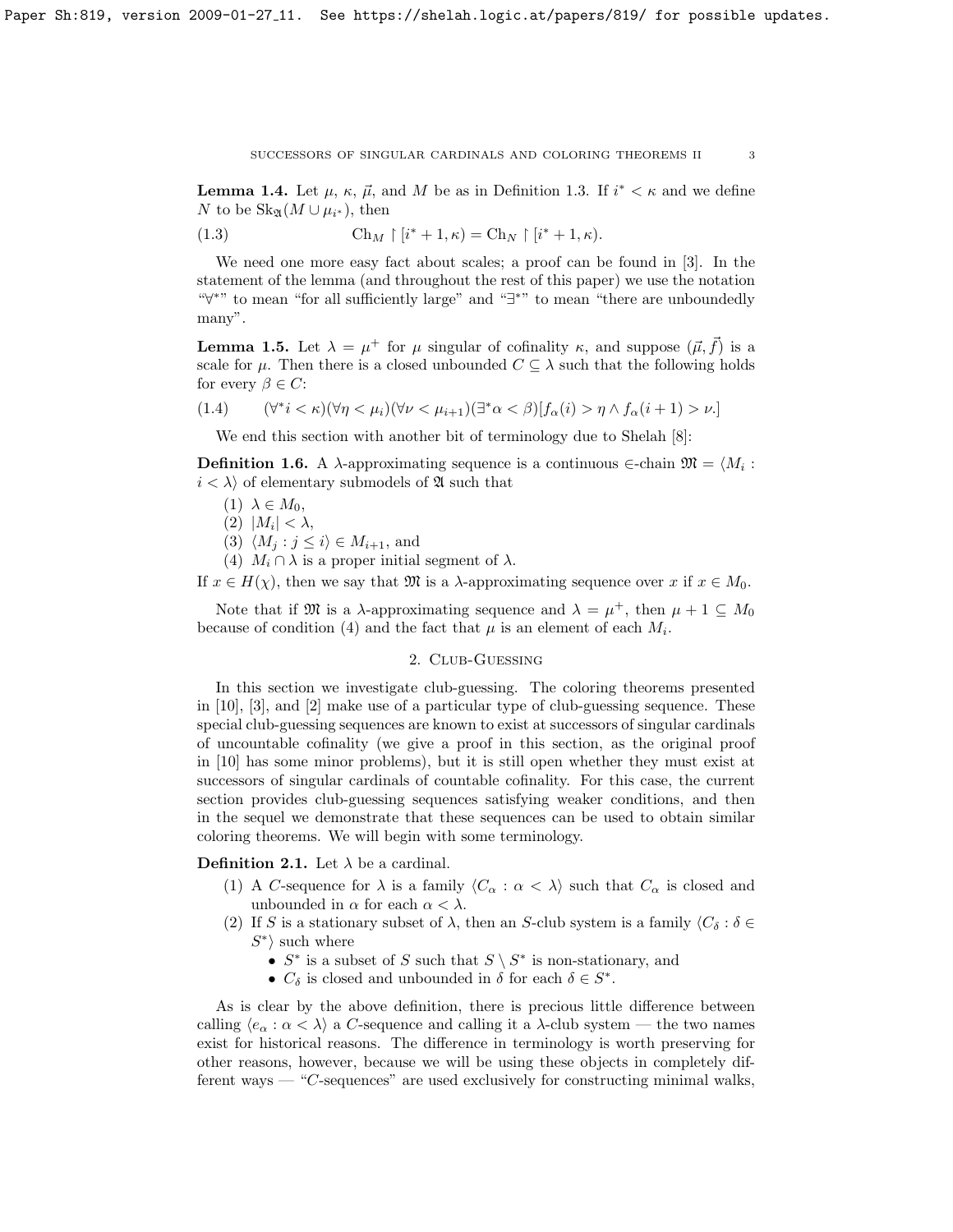**Lemma 1.4.** Let $\mu$, $\kappa$, $\vec{\mu}$, and $M$ be as in Definition 1.3. If $i^* < \kappa$ and we define $N$ to be $\mathrm{Sk}_{\mathfrak{A}}(M \cup \mu_{i^*})$, then

$$\mathrm{Ch}_M \upharpoonright [i^* + 1, \kappa) = \mathrm{Ch}_N \upharpoonright [i^* + 1, \kappa). \tag{1.3}$$

We need one more easy fact about scales; a proof can be found in [3]. In the statement of the lemma (and throughout the rest of this paper) we use the notation "$\forall^*$" to mean "for all sufficiently large" and "$\exists^*$" to mean "there are unboundedly many".

**Lemma 1.5.** Let $\lambda = \mu^+$ for $\mu$ singular of cofinality $\kappa$, and suppose $(\vec{\mu}, \vec{f})$ is a scale for $\mu$. Then there is a closed unbounded $C \subseteq \lambda$ such that the following holds for every $\beta \in C$:

$$(\forall^* i < \kappa)(\forall \eta < \mu_i)(\forall \nu < \mu_{i+1})(\exists^* \alpha < \beta)[f_\alpha(i) > \eta \wedge f_\alpha(i+1) > \nu.] \tag{1.4}$$

We end this section with another bit of terminology due to Shelah [8]:

**Definition 1.6.** A $\lambda$-approximating sequence is a continuous $\in$-chain $\mathfrak{M} = \langle M_i : i < \lambda \rangle$ of elementary submodels of $\mathfrak{A}$ such that

1. $\lambda \in M_0$,
2. $|M_i| < \lambda$,
3. $\langle M_j : j \leq i \rangle \in M_{i+1}$, and
4. $M_i \cap \lambda$ is a proper initial segment of $\lambda$.

If $x \in H(\chi)$, then we say that $\mathfrak{M}$ is a $\lambda$-approximating sequence over $x$ if $x \in M_0$.

Note that if $\mathfrak{M}$ is a $\lambda$-approximating sequence and $\lambda = \mu^+$, then $\mu + 1 \subseteq M_0$ because of condition (4) and the fact that $\mu$ is an element of each $M_i$.

## 2. Club-Guessing

In this section we investigate club-guessing. The coloring theorems presented in [10], [3], and [2] make use of a particular type of club-guessing sequence. These special club-guessing sequences are known to exist at successors of singular cardinals of uncountable cofinality (we give a proof in this section, as the original proof in [10] has some minor problems), but it is still open whether they must exist at successors of singular cardinals of countable cofinality. For this case, the current section provides club-guessing sequences satisfying weaker conditions, and then in the sequel we demonstrate that these sequences can be used to obtain similar coloring theorems. We will begin with some terminology.

**Definition 2.1.** Let $\lambda$ be a cardinal.

1. A $C$-sequence for $\lambda$ is a family $\langle C_\alpha : \alpha < \lambda \rangle$ such that $C_\alpha$ is closed and unbounded in $\alpha$ for each $\alpha < \lambda$.
2. If $S$ is a stationary subset of $\lambda$, then an $S$-club system is a family $\langle C_\delta : \delta \in S^* \rangle$ such where
   - $S^*$ is a subset of $S$ such that $S \setminus S^*$ is non-stationary, and
   - $C_\delta$ is closed and unbounded in $\delta$ for each $\delta \in S^*$.

As is clear by the above definition, there is precious little difference between calling $\langle e_\alpha : \alpha < \lambda \rangle$ a $C$-sequence and calling it a $\lambda$-club system — the two names exist for historical reasons. The difference in terminology is worth preserving for other reasons, however, because we will be using these objects in completely different ways — "$C$-sequences" are used exclusively for constructing minimal walks,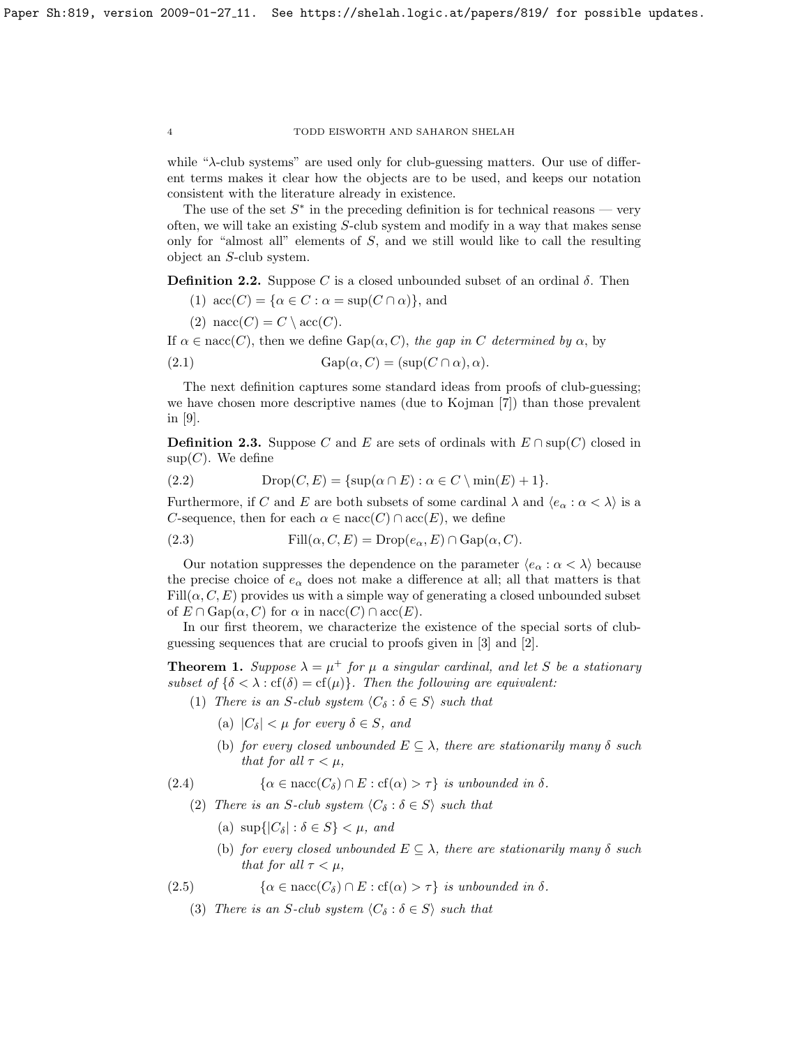while "$\lambda$-club systems" are used only for club-guessing matters. Our use of different terms makes it clear how the objects are to be used, and keeps our notation consistent with the literature already in existence.

The use of the set $S^*$ in the preceding definition is for technical reasons — very often, we will take an existing $S$-club system and modify in a way that makes sense only for "almost all" elements of $S$, and we still would like to call the resulting object an $S$-club system.

**Definition 2.2.** Suppose $C$ is a closed unbounded subset of an ordinal $\delta$. Then

1. $\operatorname{acc}(C) = \{\alpha \in C : \alpha = \sup(C \cap \alpha)\}$, and
2. $\operatorname{nacc}(C) = C \setminus \operatorname{acc}(C)$.

If $\alpha \in \operatorname{nacc}(C)$, then we define $\operatorname{Gap}(\alpha, C)$, *the gap in $C$ determined by $\alpha$*, by

$$\operatorname{Gap}(\alpha, C) = (\sup(C \cap \alpha), \alpha). \tag{2.1}$$

The next definition captures some standard ideas from proofs of club-guessing; we have chosen more descriptive names (due to Kojman [7]) than those prevalent in [9].

**Definition 2.3.** Suppose $C$ and $E$ are sets of ordinals with $E \cap \sup(C)$ closed in $\sup(C)$. We define

$$\operatorname{Drop}(C, E) = \{\sup(\alpha \cap E) : \alpha \in C \setminus \min(E) + 1\}. \tag{2.2}$$

Furthermore, if $C$ and $E$ are both subsets of some cardinal $\lambda$ and $\langle e_\alpha : \alpha < \lambda \rangle$ is a $C$-sequence, then for each $\alpha \in \operatorname{nacc}(C) \cap \operatorname{acc}(E)$, we define

$$\operatorname{Fill}(\alpha, C, E) = \operatorname{Drop}(e_\alpha, E) \cap \operatorname{Gap}(\alpha, C). \tag{2.3}$$

Our notation suppresses the dependence on the parameter $\langle e_\alpha : \alpha < \lambda \rangle$ because the precise choice of $e_\alpha$ does not make a difference at all; all that matters is that $\operatorname{Fill}(\alpha, C, E)$ provides us with a simple way of generating a closed unbounded subset of $E \cap \operatorname{Gap}(\alpha, C)$ for $\alpha$ in $\operatorname{nacc}(C) \cap \operatorname{acc}(E)$.

In our first theorem, we characterize the existence of the special sorts of club-guessing sequences that are crucial to proofs given in [3] and [2].

**Theorem 1.** *Suppose $\lambda = \mu^+$ for $\mu$ a singular cardinal, and let $S$ be a stationary subset of $\{\delta < \lambda : \operatorname{cf}(\delta) = \operatorname{cf}(\mu)\}$. Then the following are equivalent:*

1. *There is an $S$-club system $\langle C_\delta : \delta \in S \rangle$ such that*
   (a) *$|C_\delta| < \mu$ for every $\delta \in S$, and*
   (b) *for every closed unbounded $E \subseteq \lambda$, there are stationarily many $\delta$ such that for all $\tau < \mu$,*
$$\{\alpha \in \operatorname{nacc}(C_\delta) \cap E : \operatorname{cf}(\alpha) > \tau\} \text{ is unbounded in } \delta. \tag{2.4}$$
2. *There is an $S$-club system $\langle C_\delta : \delta \in S \rangle$ such that*
   (a) *$\sup\{|C_\delta| : \delta \in S\} < \mu$, and*
   (b) *for every closed unbounded $E \subseteq \lambda$, there are stationarily many $\delta$ such that for all $\tau < \mu$,*
$$\{\alpha \in \operatorname{nacc}(C_\delta) \cap E : \operatorname{cf}(\alpha) > \tau\} \text{ is unbounded in } \delta. \tag{2.5}$$
3. *There is an $S$-club system $\langle C_\delta : \delta \in S \rangle$ such that*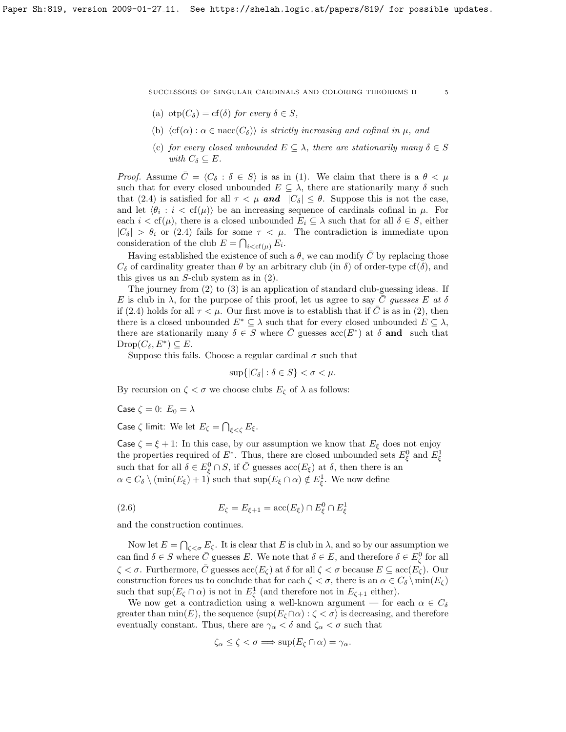(a) $\operatorname{otp}(C_\delta) = \operatorname{cf}(\delta)$ *for every* $\delta \in S$,

(b) $\langle \operatorname{cf}(\alpha) : \alpha \in \operatorname{nacc}(C_\delta)\rangle$ *is strictly increasing and cofinal in* $\mu$, *and*

(c) *for every closed unbounded* $E \subseteq \lambda$, *there are stationarily many* $\delta \in S$ *with* $C_\delta \subseteq E$.

*Proof.* Assume $\bar{C} = \langle C_\delta : \delta \in S\rangle$ is as in (1). We claim that there is a $\theta < \mu$ such that for every closed unbounded $E \subseteq \lambda$, there are stationarily many $\delta$ such that (2.4) is satisfied for all $\tau < \mu$ ***and*** $|C_\delta| \leq \theta$. Suppose this is not the case, and let $\langle \theta_i : i < \operatorname{cf}(\mu)\rangle$ be an increasing sequence of cardinals cofinal in $\mu$. For each $i < \operatorname{cf}(\mu)$, there is a closed unbounded $E_i \subseteq \lambda$ such that for all $\delta \in S$, either $|C_\delta| > \theta_i$ or (2.4) fails for some $\tau < \mu$. The contradiction is immediate upon consideration of the club $E = \bigcap_{i<\operatorname{cf}(\mu)} E_i$.

Having established the existence of such a $\theta$, we can modify $\bar{C}$ by replacing those $C_\delta$ of cardinality greater than $\theta$ by an arbitrary club (in $\delta$) of order-type $\operatorname{cf}(\delta)$, and this gives us an $S$-club system as in (2).

The journey from (2) to (3) is an application of standard club-guessing ideas. If $E$ is club in $\lambda$, for the purpose of this proof, let us agree to say $\bar{C}$ *guesses* $E$ *at* $\delta$ if (2.4) holds for all $\tau < \mu$. Our first move is to establish that if $\bar{C}$ is as in (2), then there is a closed unbounded $E^* \subseteq \lambda$ such that for every closed unbounded $E \subseteq \lambda$, there are stationarily many $\delta \in S$ where $\bar{C}$ guesses $\operatorname{acc}(E^*)$ at $\delta$ **and** such that $\operatorname{Drop}(C_\delta, E^*) \subseteq E$.

Suppose this fails. Choose a regular cardinal $\sigma$ such that

$$\sup\{|C_\delta| : \delta \in S\} < \sigma < \mu.$$

By recursion on $\zeta < \sigma$ we choose clubs $E_\zeta$ of $\lambda$ as follows:

Case $\zeta = 0$: $E_0 = \lambda$

Case $\zeta$ limit: We let $E_\zeta = \bigcap_{\xi<\zeta} E_\xi$.

Case $\zeta = \xi + 1$: In this case, by our assumption we know that $E_\xi$ does not enjoy the properties required of $E^*$. Thus, there are closed unbounded sets $E^0_\xi$ and $E^1_\xi$ such that for all $\delta \in E^0_\xi \cap S$, if $\bar{C}$ guesses $\operatorname{acc}(E_\xi)$ at $\delta$, then there is an $\alpha \in C_\delta \setminus (\min(E_\xi) + 1)$ such that $\sup(E_\xi \cap \alpha) \notin E^1_\xi$. We now define

$$E_\zeta = E_{\xi+1} = \operatorname{acc}(E_\xi) \cap E^0_\xi \cap E^1_\xi \tag{2.6}$$

and the construction continues.

Now let $E = \bigcap_{\zeta<\sigma} E_\zeta$. It is clear that $E$ is club in $\lambda$, and so by our assumption we can find $\delta \in S$ where $\bar{C}$ guesses $E$. We note that $\delta \in E$, and therefore $\delta \in E^0_\zeta$ for all $\zeta < \sigma$. Furthermore, $\bar{C}$ guesses $\operatorname{acc}(E_\zeta)$ at $\delta$ for all $\zeta < \sigma$ because $E \subseteq \operatorname{acc}(E_\zeta)$. Our construction forces us to conclude that for each $\zeta < \sigma$, there is an $\alpha \in C_\delta \setminus \min(E_\zeta)$ such that $\sup(E_\zeta \cap \alpha)$ is not in $E^1_\zeta$ (and therefore not in $E_{\zeta+1}$ either).

We now get a contradiction using a well-known argument — for each $\alpha \in C_\delta$ greater than $\min(E)$, the sequence $\langle \sup(E_\zeta \cap \alpha) : \zeta < \sigma\rangle$ is decreasing, and therefore eventually constant. Thus, there are $\gamma_\alpha < \delta$ and $\zeta_\alpha < \sigma$ such that

$$\zeta_\alpha \leq \zeta < \sigma \Longrightarrow \sup(E_\zeta \cap \alpha) = \gamma_\alpha.$$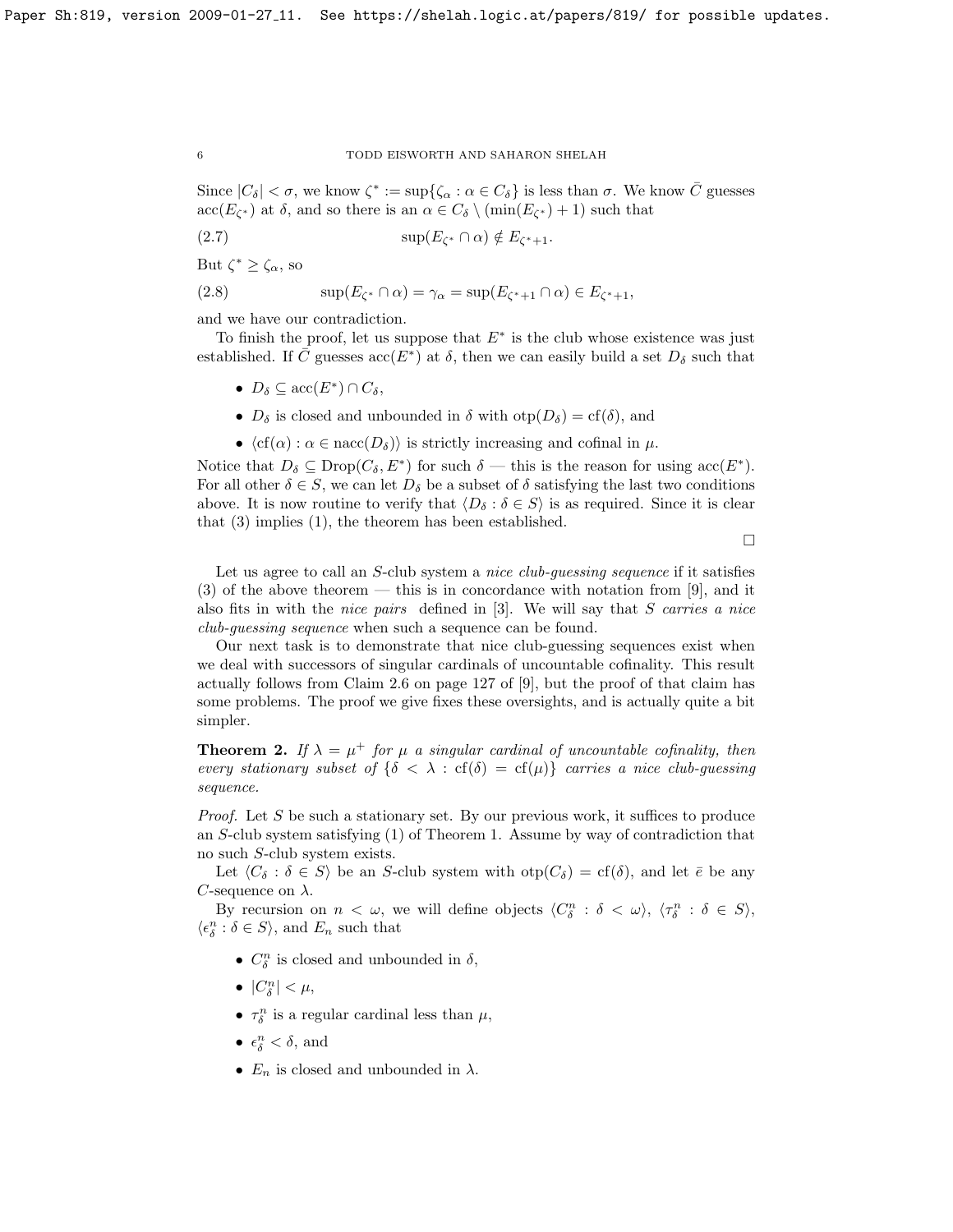Since $|C_\delta| < \sigma$, we know $\zeta^* := \sup\{\zeta_\alpha : \alpha \in C_\delta\}$ is less than $\sigma$. We know $\bar{C}$ guesses $\mathrm{acc}(E_{\zeta^*})$ at $\delta$, and so there is an $\alpha \in C_\delta \setminus (\min(E_{\zeta^*}) + 1)$ such that

$$\sup(E_{\zeta^*} \cap \alpha) \notin E_{\zeta^*+1}. \tag{2.7}$$

But $\zeta^* \geq \zeta_\alpha$, so

$$\sup(E_{\zeta^*} \cap \alpha) = \gamma_\alpha = \sup(E_{\zeta^*+1} \cap \alpha) \in E_{\zeta^*+1}, \tag{2.8}$$

and we have our contradiction.

To finish the proof, let us suppose that $E^*$ is the club whose existence was just established. If $\bar{C}$ guesses $\mathrm{acc}(E^*)$ at $\delta$, then we can easily build a set $D_\delta$ such that

- $D_\delta \subseteq \mathrm{acc}(E^*) \cap C_\delta$,
- $D_\delta$ is closed and unbounded in $\delta$ with $\mathrm{otp}(D_\delta) = \mathrm{cf}(\delta)$, and
- $\langle \mathrm{cf}(\alpha) : \alpha \in \mathrm{nacc}(D_\delta)\rangle$ is strictly increasing and cofinal in $\mu$.

Notice that $D_\delta \subseteq \mathrm{Drop}(C_\delta, E^*)$ for such $\delta$ — this is the reason for using $\mathrm{acc}(E^*)$. For all other $\delta \in S$, we can let $D_\delta$ be a subset of $\delta$ satisfying the last two conditions above. It is now routine to verify that $\langle D_\delta : \delta \in S\rangle$ is as required. Since it is clear that (3) implies (1), the theorem has been established.

□

Let us agree to call an $S$-club system a *nice club-guessing sequence* if it satisfies (3) of the above theorem — this is in concordance with notation from [9], and it also fits in with the *nice pairs* defined in [3]. We will say that $S$ *carries a nice club-guessing sequence* when such a sequence can be found.

Our next task is to demonstrate that nice club-guessing sequences exist when we deal with successors of singular cardinals of uncountable cofinality. This result actually follows from Claim 2.6 on page 127 of [9], but the proof of that claim has some problems. The proof we give fixes these oversights, and is actually quite a bit simpler.

**Theorem 2.** *If $\lambda = \mu^+$ for $\mu$ a singular cardinal of uncountable cofinality, then every stationary subset of $\{\delta < \lambda : \mathrm{cf}(\delta) = \mathrm{cf}(\mu)\}$ carries a nice club-guessing sequence.*

*Proof.* Let $S$ be such a stationary set. By our previous work, it suffices to produce an $S$-club system satisfying (1) of Theorem 1. Assume by way of contradiction that no such $S$-club system exists.

Let $\langle C_\delta : \delta \in S\rangle$ be an $S$-club system with $\mathrm{otp}(C_\delta) = \mathrm{cf}(\delta)$, and let $\bar{e}$ be any $C$-sequence on $\lambda$.

By recursion on $n < \omega$, we will define objects $\langle C^n_\delta : \delta < \omega\rangle$, $\langle \tau^n_\delta : \delta \in S\rangle$, $\langle \epsilon^n_\delta : \delta \in S\rangle$, and $E_n$ such that

- $C^n_\delta$ is closed and unbounded in $\delta$,
- $|C^n_\delta| < \mu$,
- $\tau^n_\delta$ is a regular cardinal less than $\mu$,
- $\epsilon^n_\delta < \delta$, and
- $E_n$ is closed and unbounded in $\lambda$.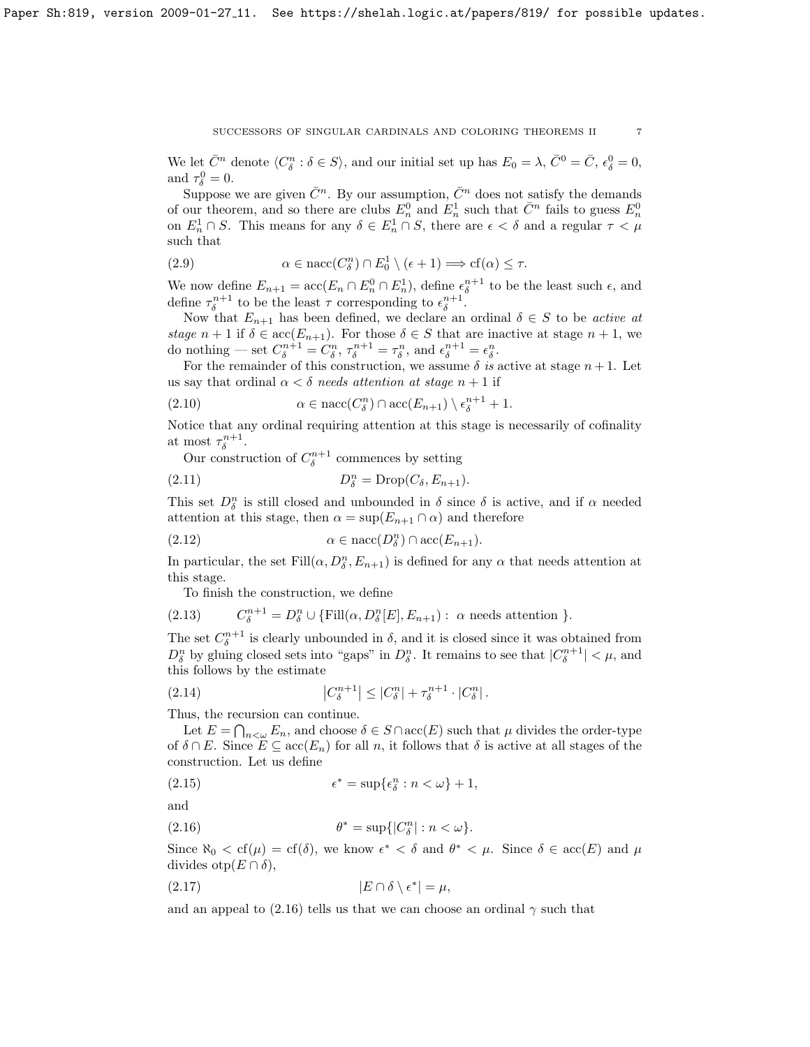We let $\bar{C}^n$ denote $\langle C^n_\delta : \delta \in S\rangle$, and our initial set up has $E_0 = \lambda$, $\bar{C}^0 = \bar{C}$, $\epsilon^0_\delta = 0$, and $\tau^0_\delta = 0$.

Suppose we are given $\bar{C}^n$. By our assumption, $\bar{C}^n$ does not satisfy the demands of our theorem, and so there are clubs $E^0_n$ and $E^1_n$ such that $\bar{C}^n$ fails to guess $E^0_n$ on $E^1_n \cap S$. This means for any $\delta \in E^1_n \cap S$, there are $\epsilon < \delta$ and a regular $\tau < \mu$ such that

$$\alpha \in \operatorname{nacc}(C^n_\delta) \cap E^1_0 \setminus (\epsilon + 1) \Longrightarrow \operatorname{cf}(\alpha) \leq \tau. \tag{2.9}$$

We now define $E_{n+1} = \operatorname{acc}(E_n \cap E^0_n \cap E^1_n)$, define $\epsilon^{n+1}_\delta$ to be the least such $\epsilon$, and define $\tau^{n+1}_\delta$ to be the least $\tau$ corresponding to $\epsilon^{n+1}_\delta$.

Now that $E_{n+1}$ has been defined, we declare an ordinal $\delta \in S$ to be *active at stage* $n+1$ if $\delta \in \operatorname{acc}(E_{n+1})$. For those $\delta \in S$ that are inactive at stage $n+1$, we do nothing — set $C^{n+1}_\delta = C^n_\delta$, $\tau^{n+1}_\delta = \tau^n_\delta$, and $\epsilon^{n+1}_\delta = \epsilon^n_\delta$.

For the remainder of this construction, we assume $\delta$ *is* active at stage $n+1$. Let us say that ordinal $\alpha < \delta$ *needs attention at stage* $n+1$ if

$$\alpha \in \operatorname{nacc}(C^n_\delta) \cap \operatorname{acc}(E_{n+1}) \setminus \epsilon^{n+1}_\delta + 1. \tag{2.10}$$

Notice that any ordinal requiring attention at this stage is necessarily of cofinality at most $\tau^{n+1}_\delta$.

Our construction of $C^{n+1}_\delta$ commences by setting

$$D^n_\delta = \operatorname{Drop}(C_\delta, E_{n+1}). \tag{2.11}$$

This set $D^n_\delta$ is still closed and unbounded in $\delta$ since $\delta$ is active, and if $\alpha$ needed attention at this stage, then $\alpha = \sup(E_{n+1} \cap \alpha)$ and therefore

$$\alpha \in \operatorname{nacc}(D^n_\delta) \cap \operatorname{acc}(E_{n+1}). \tag{2.12}$$

In particular, the set $\operatorname{Fill}(\alpha, D^n_\delta, E_{n+1})$ is defined for any $\alpha$ that needs attention at this stage.

To finish the construction, we define

$$C^{n+1}_\delta = D^n_\delta \cup \{\operatorname{Fill}(\alpha, D^n_\delta[E], E_{n+1}) : \alpha \text{ needs attention }\}. \tag{2.13}$$

The set $C^{n+1}_\delta$ is clearly unbounded in $\delta$, and it is closed since it was obtained from $D^n_\delta$ by gluing closed sets into "gaps" in $D^n_\delta$. It remains to see that $|C^{n+1}_\delta| < \mu$, and this follows by the estimate

$$\left|C^{n+1}_\delta\right| \leq |C^n_\delta| + \tau^{n+1}_\delta \cdot |C^n_\delta|. \tag{2.14}$$

Thus, the recursion can continue.

Let $E = \bigcap_{n<\omega} E_n$, and choose $\delta \in S \cap \operatorname{acc}(E)$ such that $\mu$ divides the order-type of $\delta \cap E$. Since $E \subseteq \operatorname{acc}(E_n)$ for all $n$, it follows that $\delta$ is active at all stages of the construction. Let us define

$$\epsilon^* = \sup\{\epsilon^n_\delta : n < \omega\} + 1, \tag{2.15}$$

and

$$\theta^* = \sup\{|C^n_\delta| : n < \omega\}. \tag{2.16}$$

Since $\aleph_0 < \operatorname{cf}(\mu) = \operatorname{cf}(\delta)$, we know $\epsilon^* < \delta$ and $\theta^* < \mu$. Since $\delta \in \operatorname{acc}(E)$ and $\mu$ divides $\operatorname{otp}(E \cap \delta)$,

$$|E \cap \delta \setminus \epsilon^*| = \mu, \tag{2.17}$$

and an appeal to (2.16) tells us that we can choose an ordinal $\gamma$ such that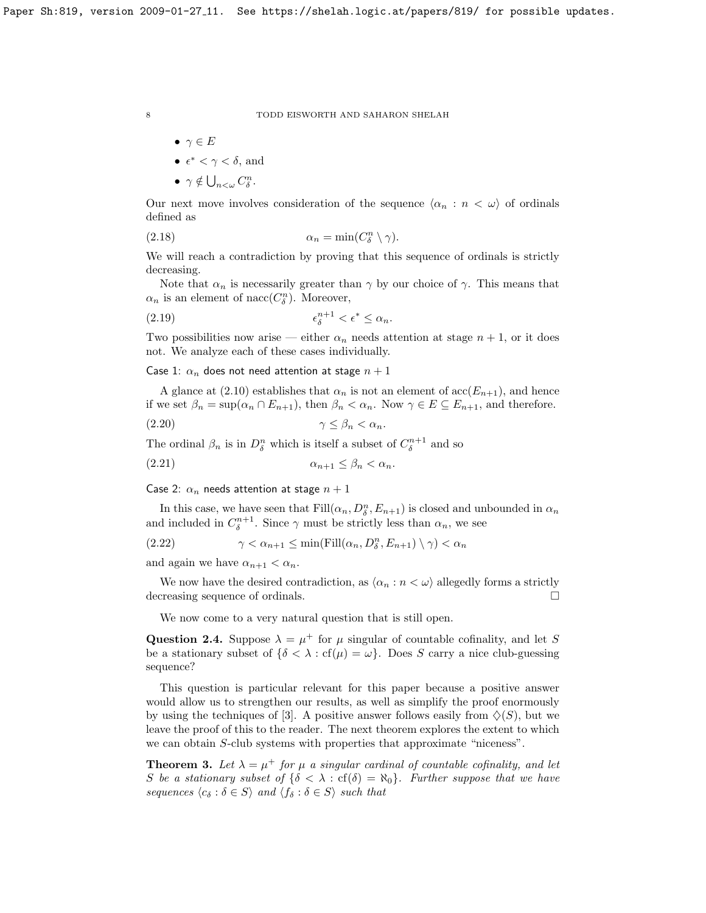- $\gamma \in E$
- $\epsilon^* < \gamma < \delta$, and
- $\gamma \notin \bigcup_{n<\omega} C^n_\delta$.

Our next move involves consideration of the sequence $\langle \alpha_n : n < \omega \rangle$ of ordinals defined as

$$\alpha_n = \min(C^n_\delta \setminus \gamma). \tag{2.18}$$

We will reach a contradiction by proving that this sequence of ordinals is strictly decreasing.

Note that $\alpha_n$ is necessarily greater than $\gamma$ by our choice of $\gamma$. This means that $\alpha_n$ is an element of $\mathrm{nacc}(C^n_\delta)$. Moreover,

$$\epsilon^{n+1}_\delta < \epsilon^* \leq \alpha_n. \tag{2.19}$$

Two possibilities now arise — either $\alpha_n$ needs attention at stage $n+1$, or it does not. We analyze each of these cases individually.

Case 1: $\alpha_n$ does not need attention at stage $n+1$

A glance at (2.10) establishes that $\alpha_n$ is not an element of $\mathrm{acc}(E_{n+1})$, and hence if we set $\beta_n = \sup(\alpha_n \cap E_{n+1})$, then $\beta_n < \alpha_n$. Now $\gamma \in E \subseteq E_{n+1}$, and therefore.

$$\gamma \leq \beta_n < \alpha_n. \tag{2.20}$$

The ordinal $\beta_n$ is in $D^n_\delta$ which is itself a subset of $C^{n+1}_\delta$ and so

$$\alpha_{n+1} \leq \beta_n < \alpha_n. \tag{2.21}$$

Case 2: $\alpha_n$ needs attention at stage $n+1$

In this case, we have seen that $\mathrm{Fill}(\alpha_n, D^n_\delta, E_{n+1})$ is closed and unbounded in $\alpha_n$ and included in $C^{n+1}_\delta$. Since $\gamma$ must be strictly less than $\alpha_n$, we see

$$\gamma < \alpha_{n+1} \leq \min(\mathrm{Fill}(\alpha_n, D^n_\delta, E_{n+1}) \setminus \gamma) < \alpha_n \tag{2.22}$$

and again we have $\alpha_{n+1} < \alpha_n$.

We now have the desired contradiction, as $\langle \alpha_n : n < \omega \rangle$ allegedly forms a strictly decreasing sequence of ordinals. $\square$

We now come to a very natural question that is still open.

**Question 2.4.** Suppose $\lambda = \mu^+$ for $\mu$ singular of countable cofinality, and let $S$ be a stationary subset of $\{\delta < \lambda : \mathrm{cf}(\mu) = \omega\}$. Does $S$ carry a nice club-guessing sequence?

This question is particular relevant for this paper because a positive answer would allow us to strengthen our results, as well as simplify the proof enormously by using the techniques of [3]. A positive answer follows easily from $\diamondsuit(S)$, but we leave the proof of this to the reader. The next theorem explores the extent to which we can obtain $S$-club systems with properties that approximate "niceness".

**Theorem 3.** *Let $\lambda = \mu^+$ for $\mu$ a singular cardinal of countable cofinality, and let $S$ be a stationary subset of $\{\delta < \lambda : \mathrm{cf}(\delta) = \aleph_0\}$. Further suppose that we have sequences $\langle c_\delta : \delta \in S \rangle$ and $\langle f_\delta : \delta \in S \rangle$ such that*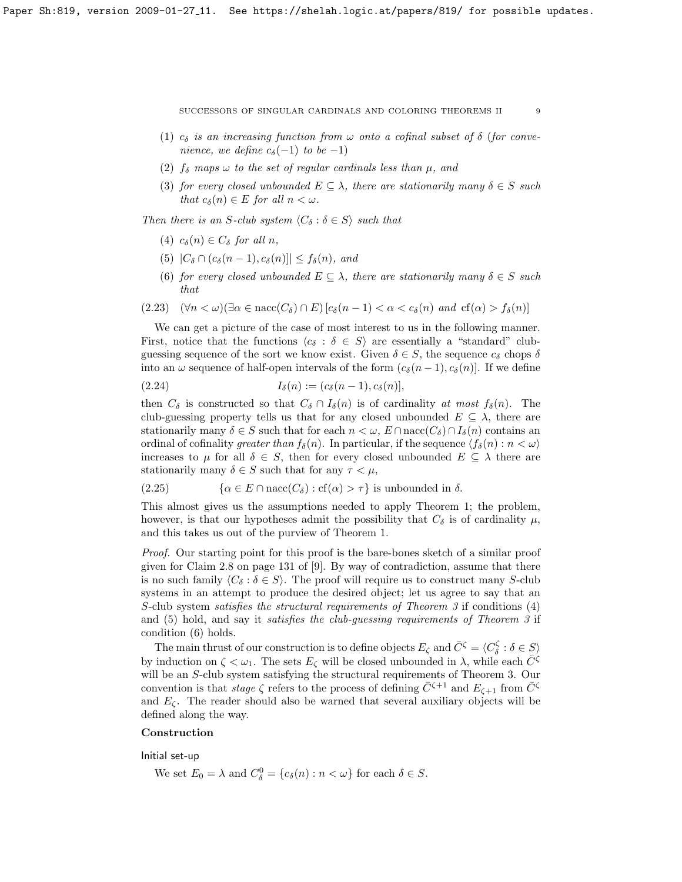(1) *$c_\delta$ is an increasing function from $\omega$ onto a cofinal subset of $\delta$ (for convenience, we define $c_\delta(-1)$ to be $-1$)*

(2) *$f_\delta$ maps $\omega$ to the set of regular cardinals less than $\mu$, and*

(3) *for every closed unbounded $E \subseteq \lambda$, there are stationarily many $\delta \in S$ such that $c_\delta(n) \in E$ for all $n < \omega$.*

*Then there is an $S$-club system $\langle C_\delta : \delta \in S\rangle$ such that*

(4) *$c_\delta(n) \in C_\delta$ for all $n$,*

(5) *$|C_\delta \cap (c_\delta(n-1), c_\delta(n)]| \leq f_\delta(n)$, and*

(6) *for every closed unbounded $E \subseteq \lambda$, there are stationarily many $\delta \in S$ such that*

$$(\forall n < \omega)(\exists \alpha \in \operatorname{nacc}(C_\delta) \cap E)\,[c_\delta(n-1) < \alpha < c_\delta(n) \text{ and } \operatorname{cf}(\alpha) > f_\delta(n)] \tag{2.23}$$

We can get a picture of the case of most interest to us in the following manner. First, notice that the functions $\langle c_\delta : \delta \in S\rangle$ are essentially a "standard" club-guessing sequence of the sort we know exist. Given $\delta \in S$, the sequence $c_\delta$ chops $\delta$ into an $\omega$ sequence of half-open intervals of the form $(c_\delta(n-1), c_\delta(n)]$. If we define

$$I_\delta(n) := (c_\delta(n-1), c_\delta(n)], \tag{2.24}$$

then $C_\delta$ is constructed so that $C_\delta \cap I_\delta(n)$ is of cardinality *at most* $f_\delta(n)$. The club-guessing property tells us that for any closed unbounded $E \subseteq \lambda$, there are stationarily many $\delta \in S$ such that for each $n < \omega$, $E \cap \operatorname{nacc}(C_\delta) \cap I_\delta(n)$ contains an ordinal of cofinality *greater than* $f_\delta(n)$. In particular, if the sequence $\langle f_\delta(n) : n < \omega\rangle$ increases to $\mu$ for all $\delta \in S$, then for every closed unbounded $E \subseteq \lambda$ there are stationarily many $\delta \in S$ such that for any $\tau < \mu$,

$$\{\alpha \in E \cap \operatorname{nacc}(C_\delta) : \operatorname{cf}(\alpha) > \tau\} \text{ is unbounded in } \delta. \tag{2.25}$$

This almost gives us the assumptions needed to apply Theorem 1; the problem, however, is that our hypotheses admit the possibility that $C_\delta$ is of cardinality $\mu$, and this takes us out of the purview of Theorem 1.

*Proof.* Our starting point for this proof is the bare-bones sketch of a similar proof given for Claim 2.8 on page 131 of [9]. By way of contradiction, assume that there is no such family $\langle C_\delta : \delta \in S\rangle$. The proof will require us to construct many $S$-club systems in an attempt to produce the desired object; let us agree to say that an $S$-club system *satisfies the structural requirements of Theorem 3* if conditions (4) and (5) hold, and say it *satisfies the club-guessing requirements of Theorem 3* if condition (6) holds.

The main thrust of our construction is to define objects $E_\zeta$ and $\bar{C}^\zeta = \langle C^\zeta_\delta : \delta \in S\rangle$ by induction on $\zeta < \omega_1$. The sets $E_\zeta$ will be closed unbounded in $\lambda$, while each $\bar{C}^\zeta$ will be an $S$-club system satisfying the structural requirements of Theorem 3. Our convention is that *stage* $\zeta$ refers to the process of defining $\bar{C}^{\zeta+1}$ and $E_{\zeta+1}$ from $\bar{C}^\zeta$ and $E_\zeta$. The reader should also be warned that several auxiliary objects will be defined along the way.

**Construction**

Initial set-up

We set $E_0 = \lambda$ and $C^0_\delta = \{c_\delta(n) : n < \omega\}$ for each $\delta \in S$.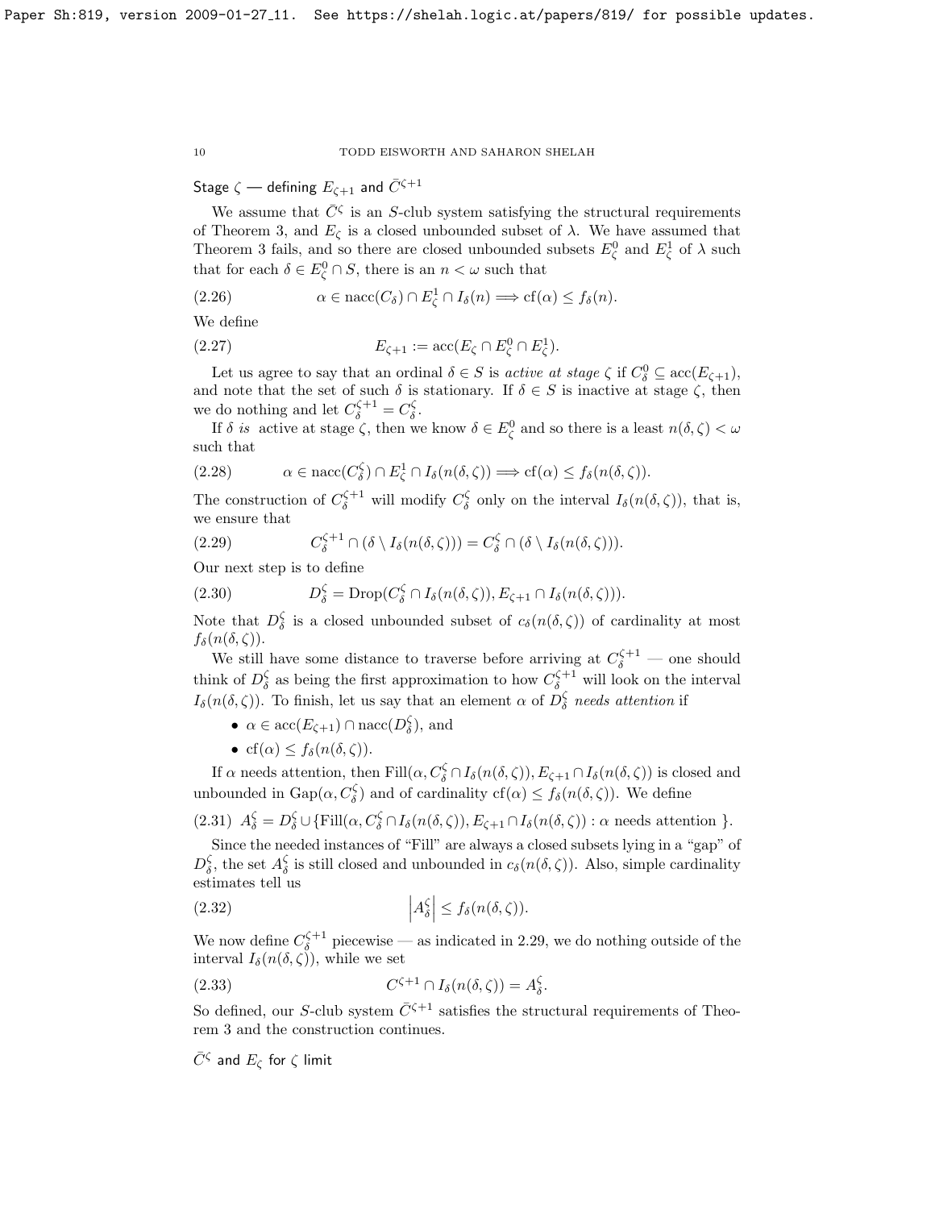Stage $\zeta$ — defining $E_{\zeta+1}$ and $\bar{C}^{\zeta+1}$

We assume that $\bar{C}^{\zeta}$ is an $S$-club system satisfying the structural requirements of Theorem 3, and $E_\zeta$ is a closed unbounded subset of $\lambda$. We have assumed that Theorem 3 fails, and so there are closed unbounded subsets $E^0_\zeta$ and $E^1_\zeta$ of $\lambda$ such that for each $\delta \in E^0_\zeta \cap S$, there is an $n < \omega$ such that

$$\alpha \in \mathrm{nacc}(C_\delta) \cap E^1_\zeta \cap I_\delta(n) \Longrightarrow \mathrm{cf}(\alpha) \leq f_\delta(n). \tag{2.26}$$

We define

$$E_{\zeta+1} := \mathrm{acc}(E_\zeta \cap E^0_\zeta \cap E^1_\zeta). \tag{2.27}$$

Let us agree to say that an ordinal $\delta \in S$ is *active at stage* $\zeta$ if $C^0_\delta \subseteq \mathrm{acc}(E_{\zeta+1})$, and note that the set of such $\delta$ is stationary. If $\delta \in S$ is inactive at stage $\zeta$, then we do nothing and let $C^{\zeta+1}_\delta = C^\zeta_\delta$.

If $\delta$ *is* active at stage $\zeta$, then we know $\delta \in E^0_\zeta$ and so there is a least $n(\delta, \zeta) < \omega$ such that

$$\alpha \in \mathrm{nacc}(C^\zeta_\delta) \cap E^1_\zeta \cap I_\delta(n(\delta,\zeta)) \Longrightarrow \mathrm{cf}(\alpha) \leq f_\delta(n(\delta,\zeta)). \tag{2.28}$$

The construction of $C^{\zeta+1}_\delta$ will modify $C^\zeta_\delta$ only on the interval $I_\delta(n(\delta,\zeta))$, that is, we ensure that

$$C^{\zeta+1}_\delta \cap (\delta \setminus I_\delta(n(\delta,\zeta))) = C^\zeta_\delta \cap (\delta \setminus I_\delta(n(\delta,\zeta))). \tag{2.29}$$

Our next step is to define

$$D^\zeta_\delta = \mathrm{Drop}(C^\zeta_\delta \cap I_\delta(n(\delta,\zeta)), E_{\zeta+1} \cap I_\delta(n(\delta,\zeta))). \tag{2.30}$$

Note that $D^\zeta_\delta$ is a closed unbounded subset of $c_\delta(n(\delta,\zeta))$ of cardinality at most $f_\delta(n(\delta,\zeta))$.

We still have some distance to traverse before arriving at $C^{\zeta+1}_\delta$ — one should think of $D^\zeta_\delta$ as being the first approximation to how $C^{\zeta+1}_\delta$ will look on the interval $I_\delta(n(\delta,\zeta))$. To finish, let us say that an element $\alpha$ of $D^\zeta_\delta$ *needs attention* if

- $\alpha \in \mathrm{acc}(E_{\zeta+1}) \cap \mathrm{nacc}(D^\zeta_\delta)$, and
- $\mathrm{cf}(\alpha) \leq f_\delta(n(\delta,\zeta))$.

If $\alpha$ needs attention, then $\mathrm{Fill}(\alpha, C^\zeta_\delta \cap I_\delta(n(\delta,\zeta)), E_{\zeta+1} \cap I_\delta(n(\delta,\zeta))$ is closed and unbounded in $\mathrm{Gap}(\alpha, C^\zeta_\delta)$ and of cardinality $\mathrm{cf}(\alpha) \leq f_\delta(n(\delta,\zeta))$. We define

$$A^\zeta_\delta = D^\zeta_\delta \cup \{\mathrm{Fill}(\alpha, C^\zeta_\delta \cap I_\delta(n(\delta,\zeta)), E_{\zeta+1} \cap I_\delta(n(\delta,\zeta)) : \alpha \text{ needs attention }\}. \tag{2.31}$$

Since the needed instances of "Fill" are always a closed subsets lying in a "gap" of $D^\zeta_\delta$, the set $A^\zeta_\delta$ is still closed and unbounded in $c_\delta(n(\delta,\zeta))$. Also, simple cardinality estimates tell us

$$\left|A^\zeta_\delta\right| \leq f_\delta(n(\delta,\zeta)). \tag{2.32}$$

We now define $C^{\zeta+1}_\delta$ piecewise — as indicated in 2.29, we do nothing outside of the interval $I_\delta(n(\delta,\zeta))$, while we set

$$C^{\zeta+1} \cap I_\delta(n(\delta,\zeta)) = A^\zeta_\delta. \tag{2.33}$$

So defined, our $S$-club system $\bar{C}^{\zeta+1}$ satisfies the structural requirements of Theorem 3 and the construction continues.

$\bar{C}^\zeta$ and $E_\zeta$ for $\zeta$ limit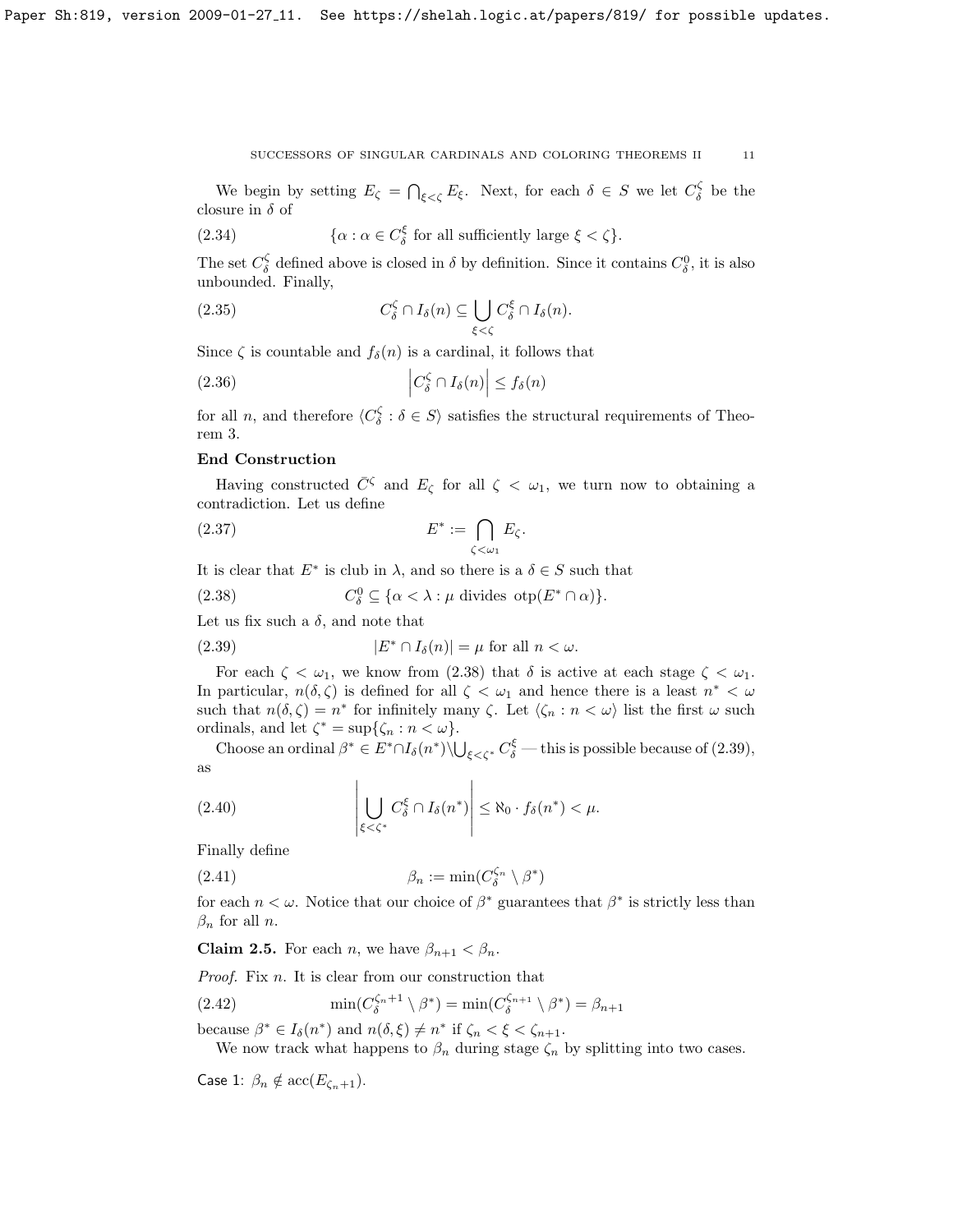We begin by setting $E_\zeta = \bigcap_{\xi<\zeta} E_\xi$. Next, for each $\delta \in S$ we let $C^\zeta_\delta$ be the closure in $\delta$ of

$$\{\alpha : \alpha \in C^\xi_\delta \text{ for all sufficiently large } \xi < \zeta\}. \tag{2.34}$$

The set $C^\zeta_\delta$ defined above is closed in $\delta$ by definition. Since it contains $C^0_\delta$, it is also unbounded. Finally,

$$C^\zeta_\delta \cap I_\delta(n) \subseteq \bigcup_{\xi<\zeta} C^\xi_\delta \cap I_\delta(n). \tag{2.35}$$

Since $\zeta$ is countable and $f_\delta(n)$ is a cardinal, it follows that

$$\left| C^\zeta_\delta \cap I_\delta(n) \right| \leq f_\delta(n) \tag{2.36}$$

for all $n$, and therefore $\langle C^\zeta_\delta : \delta \in S\rangle$ satisfies the structural requirements of Theorem 3.

**End Construction**

Having constructed $\bar{C}^\zeta$ and $E_\zeta$ for all $\zeta < \omega_1$, we turn now to obtaining a contradiction. Let us define

$$E^* := \bigcap_{\zeta<\omega_1} E_\zeta. \tag{2.37}$$

It is clear that $E^*$ is club in $\lambda$, and so there is a $\delta \in S$ such that

$$C^0_\delta \subseteq \{\alpha < \lambda : \mu \text{ divides } \mathrm{otp}(E^* \cap \alpha)\}. \tag{2.38}$$

Let us fix such a $\delta$, and note that

$$|E^* \cap I_\delta(n)| = \mu \text{ for all } n < \omega. \tag{2.39}$$

For each $\zeta < \omega_1$, we know from (2.38) that $\delta$ is active at each stage $\zeta < \omega_1$. In particular, $n(\delta, \zeta)$ is defined for all $\zeta < \omega_1$ and hence there is a least $n^* < \omega$ such that $n(\delta, \zeta) = n^*$ for infinitely many $\zeta$. Let $\langle \zeta_n : n < \omega\rangle$ list the first $\omega$ such ordinals, and let $\zeta^* = \sup\{\zeta_n : n < \omega\}$.

Choose an ordinal $\beta^* \in E^* \cap I_\delta(n^*) \setminus \bigcup_{\xi<\zeta^*} C^\xi_\delta$ — this is possible because of (2.39), as

$$\left| \bigcup_{\xi<\zeta^*} C^\xi_\delta \cap I_\delta(n^*) \right| \leq \aleph_0 \cdot f_\delta(n^*) < \mu. \tag{2.40}$$

Finally define

$$\beta_n := \min(C^{\zeta_n}_\delta \setminus \beta^*) \tag{2.41}$$

for each $n < \omega$. Notice that our choice of $\beta^*$ guarantees that $\beta^*$ is strictly less than $\beta_n$ for all $n$.

**Claim 2.5.** For each $n$, we have $\beta_{n+1} < \beta_n$.

*Proof.* Fix $n$. It is clear from our construction that

$$\min(C^{\zeta_n+1}_\delta \setminus \beta^*) = \min(C^{\zeta_{n+1}}_\delta \setminus \beta^*) = \beta_{n+1} \tag{2.42}$$

because $\beta^* \in I_\delta(n^*)$ and $n(\delta, \xi) \neq n^*$ if $\zeta_n < \xi < \zeta_{n+1}$.

We now track what happens to $\beta_n$ during stage $\zeta_n$ by splitting into two cases.

Case 1: $\beta_n \notin \mathrm{acc}(E_{\zeta_n+1})$.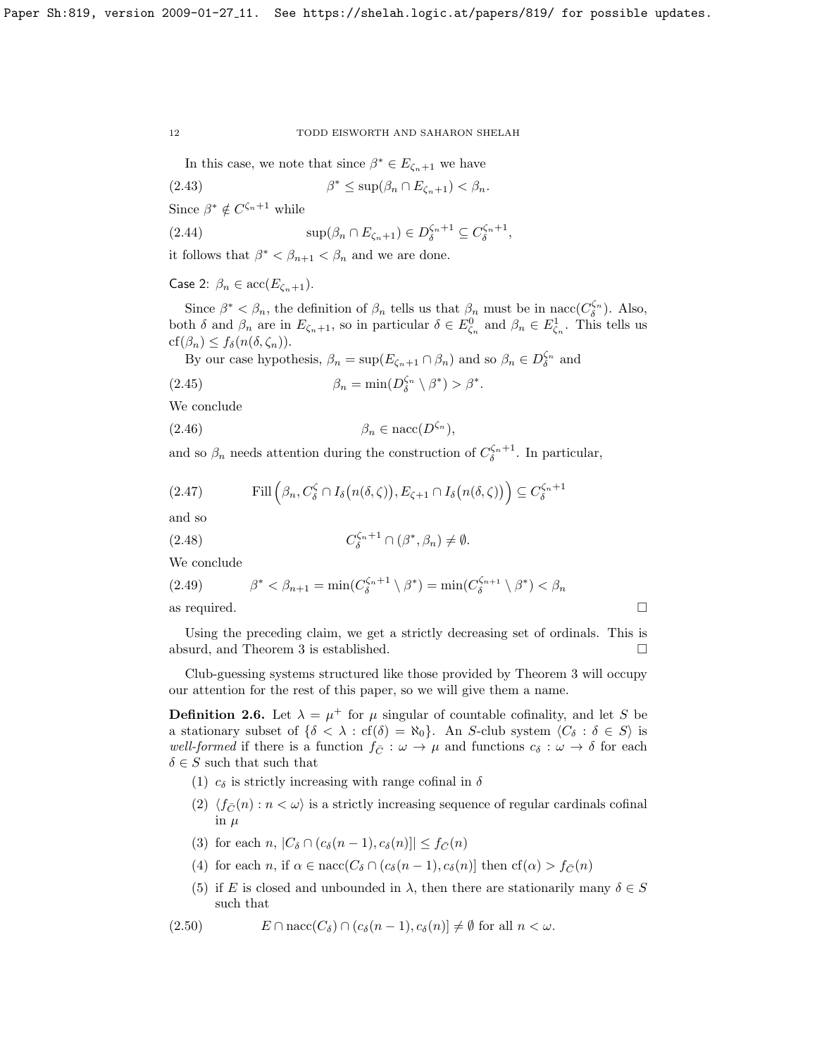In this case, we note that since $\beta^* \in E_{\zeta_n+1}$ we have

$$\beta^* \leq \sup(\beta_n \cap E_{\zeta_n+1}) < \beta_n. \tag{2.43}$$

Since $\beta^* \notin C^{\zeta_n+1}$ while

$$\sup(\beta_n \cap E_{\zeta_n+1}) \in D^{\zeta_n+1}_\delta \subseteq C^{\zeta_n+1}_\delta, \tag{2.44}$$

it follows that $\beta^* < \beta_{n+1} < \beta_n$ and we are done.

Case 2: $\beta_n \in \operatorname{acc}(E_{\zeta_n+1})$.

Since $\beta^* < \beta_n$, the definition of $\beta_n$ tells us that $\beta_n$ must be in $\operatorname{nacc}(C^{\zeta_n}_\delta)$. Also, both $\delta$ and $\beta_n$ are in $E_{\zeta_n+1}$, so in particular $\delta \in E^0_{\zeta_n}$ and $\beta_n \in E^1_{\zeta_n}$. This tells us $\operatorname{cf}(\beta_n) \leq f_\delta(n(\delta, \zeta_n))$.

By our case hypothesis, $\beta_n = \sup(E_{\zeta_n+1} \cap \beta_n)$ and so $\beta_n \in D^{\zeta_n}_\delta$ and

$$\beta_n = \min(D^{\zeta_n}_\delta \setminus \beta^*) > \beta^*. \tag{2.45}$$

We conclude

$$\beta_n \in \operatorname{nacc}(D^{\zeta_n}), \tag{2.46}$$

and so $\beta_n$ needs attention during the construction of $C^{\zeta_n+1}_\delta$. In particular,

$$\operatorname{Fill}\Big(\beta_n, C^\zeta_\delta \cap I_\delta\big(n(\delta,\zeta)\big), E_{\zeta+1} \cap I_\delta\big(n(\delta,\zeta)\big)\Big) \subseteq C^{\zeta_n+1}_\delta \tag{2.47}$$

and so

$$C^{\zeta_n+1}_\delta \cap (\beta^*, \beta_n) \neq \emptyset. \tag{2.48}$$

We conclude

$$\beta^* < \beta_{n+1} = \min(C^{\zeta_n+1}_\delta \setminus \beta^*) = \min(C^{\zeta_{n+1}}_\delta \setminus \beta^*) < \beta_n \tag{2.49}$$

as required. $\square$

Using the preceding claim, we get a strictly decreasing set of ordinals. This is absurd, and Theorem 3 is established. $\square$

Club-guessing systems structured like those provided by Theorem 3 will occupy our attention for the rest of this paper, so we will give them a name.

**Definition 2.6.** Let $\lambda = \mu^+$ for $\mu$ singular of countable cofinality, and let $S$ be a stationary subset of $\{\delta < \lambda : \operatorname{cf}(\delta) = \aleph_0\}$. An $S$-club system $\langle C_\delta : \delta \in S\rangle$ is *well-formed* if there is a function $f_{\bar{C}} : \omega \to \mu$ and functions $c_\delta : \omega \to \delta$ for each $\delta \in S$ such that such that

1. $c_\delta$ is strictly increasing with range cofinal in $\delta$
2. $\langle f_{\bar{C}}(n) : n < \omega\rangle$ is a strictly increasing sequence of regular cardinals cofinal in $\mu$
3. for each $n$, $|C_\delta \cap (c_\delta(n-1), c_\delta(n)]| \leq f_{\bar{C}}(n)$
4. for each $n$, if $\alpha \in \operatorname{nacc}(C_\delta \cap (c_\delta(n-1), c_\delta(n)]$ then $\operatorname{cf}(\alpha) > f_{\bar{C}}(n)$
5. if $E$ is closed and unbounded in $\lambda$, then there are stationarily many $\delta \in S$ such that

$$E \cap \operatorname{nacc}(C_\delta) \cap (c_\delta(n-1), c_\delta(n)] \neq \emptyset \text{ for all } n < \omega. \tag{2.50}$$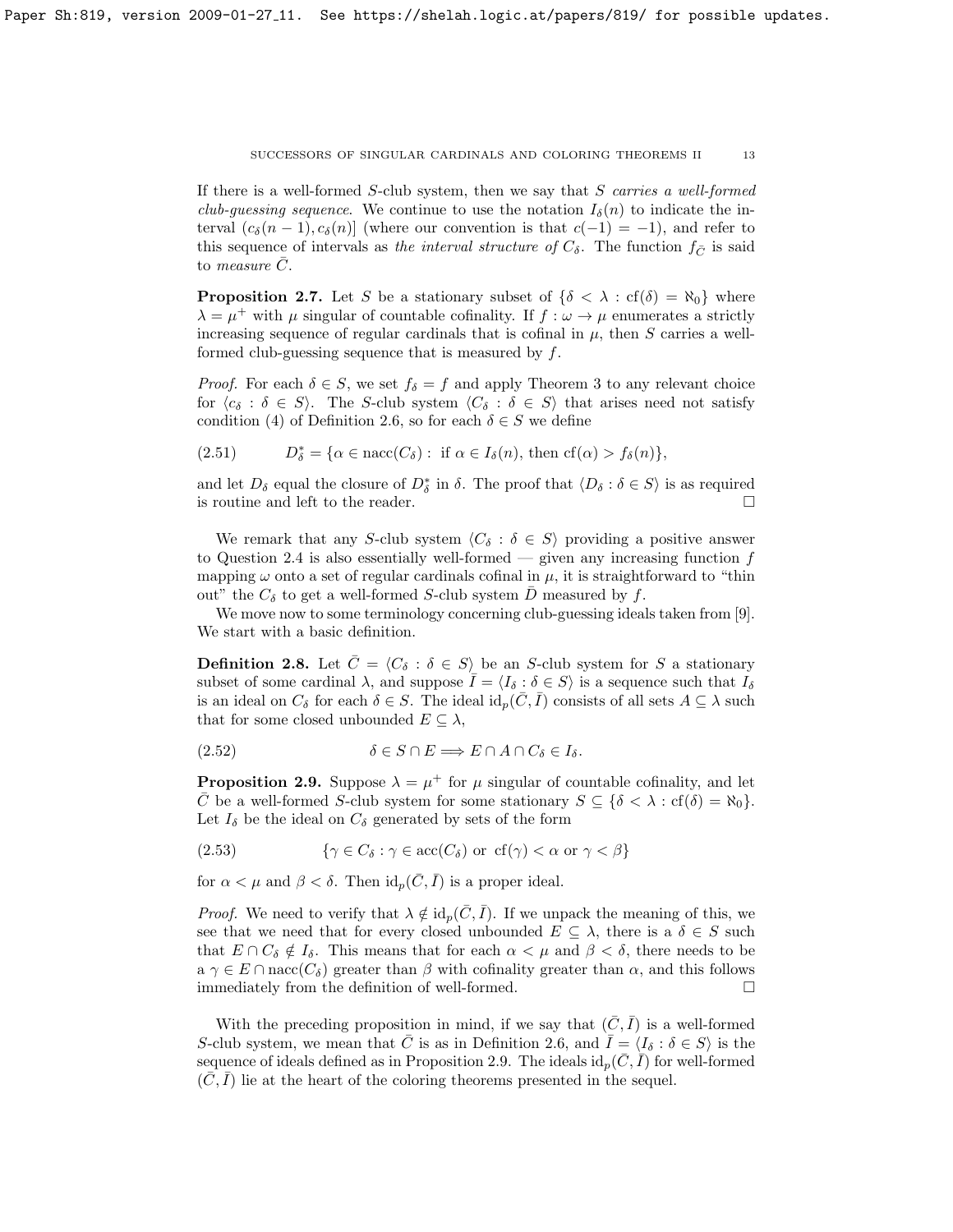If there is a well-formed $S$-club system, then we say that $S$ *carries a well-formed club-guessing sequence*. We continue to use the notation $I_\delta(n)$ to indicate the interval $(c_\delta(n-1), c_\delta(n)]$ (where our convention is that $c(-1) = -1$), and refer to this sequence of intervals as *the interval structure of* $C_\delta$. The function $f_{\bar{C}}$ is said to *measure* $\bar{C}$.

**Proposition 2.7.** Let $S$ be a stationary subset of $\{\delta < \lambda : \mathrm{cf}(\delta) = \aleph_0\}$ where $\lambda = \mu^+$ with $\mu$ singular of countable cofinality. If $f : \omega \to \mu$ enumerates a strictly increasing sequence of regular cardinals that is cofinal in $\mu$, then $S$ carries a well-formed club-guessing sequence that is measured by $f$.

*Proof.* For each $\delta \in S$, we set $f_\delta = f$ and apply Theorem 3 to any relevant choice for $\langle c_\delta : \delta \in S\rangle$. The $S$-club system $\langle C_\delta : \delta \in S\rangle$ that arises need not satisfy condition (4) of Definition 2.6, so for each $\delta \in S$ we define

$$D^*_\delta = \{\alpha \in \mathrm{nacc}(C_\delta) : \text{ if } \alpha \in I_\delta(n), \text{ then } \mathrm{cf}(\alpha) > f_\delta(n)\}, \tag{2.51}$$

and let $D_\delta$ equal the closure of $D^*_\delta$ in $\delta$. The proof that $\langle D_\delta : \delta \in S\rangle$ is as required is routine and left to the reader. $\square$

We remark that any $S$-club system $\langle C_\delta : \delta \in S\rangle$ providing a positive answer to Question 2.4 is also essentially well-formed — given any increasing function $f$ mapping $\omega$ onto a set of regular cardinals cofinal in $\mu$, it is straightforward to "thin out" the $C_\delta$ to get a well-formed $S$-club system $\bar{D}$ measured by $f$.

We move now to some terminology concerning club-guessing ideals taken from [9]. We start with a basic definition.

**Definition 2.8.** Let $\bar{C} = \langle C_\delta : \delta \in S\rangle$ be an $S$-club system for $S$ a stationary subset of some cardinal $\lambda$, and suppose $\bar{I} = \langle I_\delta : \delta \in S\rangle$ is a sequence such that $I_\delta$ is an ideal on $C_\delta$ for each $\delta \in S$. The ideal $\mathrm{id}_p(\bar{C}, \bar{I})$ consists of all sets $A \subseteq \lambda$ such that for some closed unbounded $E \subseteq \lambda$,

$$\delta \in S \cap E \Longrightarrow E \cap A \cap C_\delta \in I_\delta. \tag{2.52}$$

**Proposition 2.9.** Suppose $\lambda = \mu^+$ for $\mu$ singular of countable cofinality, and let $\bar{C}$ be a well-formed $S$-club system for some stationary $S \subseteq \{\delta < \lambda : \mathrm{cf}(\delta) = \aleph_0\}$. Let $I_\delta$ be the ideal on $C_\delta$ generated by sets of the form

$$\{\gamma \in C_\delta : \gamma \in \mathrm{acc}(C_\delta) \text{ or } \mathrm{cf}(\gamma) < \alpha \text{ or } \gamma < \beta\} \tag{2.53}$$

for $\alpha < \mu$ and $\beta < \delta$. Then $\mathrm{id}_p(\bar{C}, \bar{I})$ is a proper ideal.

*Proof.* We need to verify that $\lambda \notin \mathrm{id}_p(\bar{C}, \bar{I})$. If we unpack the meaning of this, we see that we need that for every closed unbounded $E \subseteq \lambda$, there is a $\delta \in S$ such that $E \cap C_\delta \notin I_\delta$. This means that for each $\alpha < \mu$ and $\beta < \delta$, there needs to be a $\gamma \in E \cap \mathrm{nacc}(C_\delta)$ greater than $\beta$ with cofinality greater than $\alpha$, and this follows immediately from the definition of well-formed. $\square$

With the preceding proposition in mind, if we say that $(\bar{C}, \bar{I})$ is a well-formed $S$-club system, we mean that $\bar{C}$ is as in Definition 2.6, and $\bar{I} = \langle I_\delta : \delta \in S\rangle$ is the sequence of ideals defined as in Proposition 2.9. The ideals $\mathrm{id}_p(\bar{C}, \bar{I})$ for well-formed $(\bar{C}, \bar{I})$ lie at the heart of the coloring theorems presented in the sequel.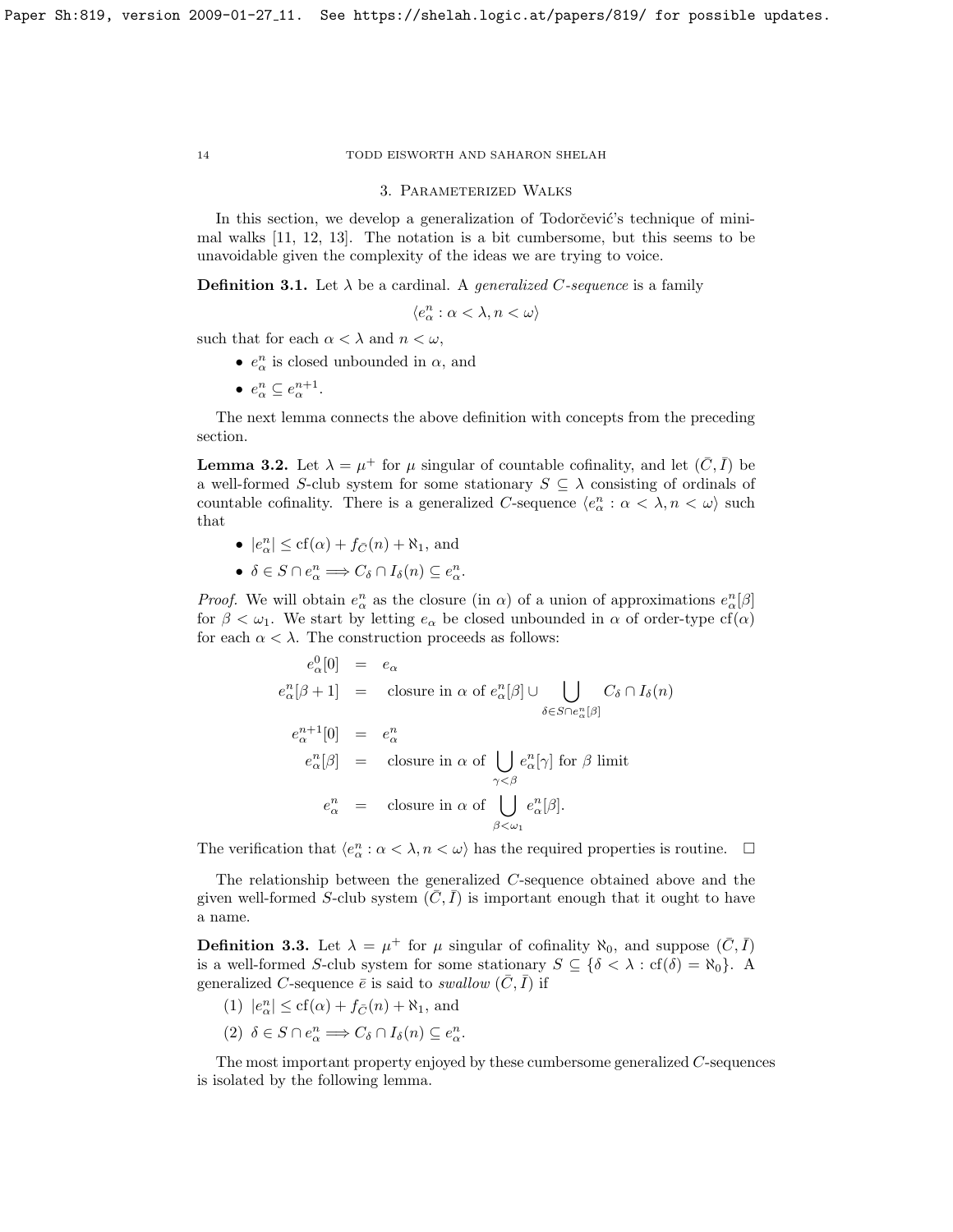## 3. Parameterized Walks

In this section, we develop a generalization of Todorčević's technique of minimal walks [11, 12, 13]. The notation is a bit cumbersome, but this seems to be unavoidable given the complexity of the ideas we are trying to voice.

**Definition 3.1.** Let $\lambda$ be a cardinal. A *generalized C-sequence* is a family

$$\langle e^n_\alpha : \alpha < \lambda, n < \omega \rangle$$

such that for each $\alpha < \lambda$ and $n < \omega$,

- $e^n_\alpha$ is closed unbounded in $\alpha$, and
- $e^n_\alpha \subseteq e^{n+1}_\alpha$.

The next lemma connects the above definition with concepts from the preceding section.

**Lemma 3.2.** Let $\lambda = \mu^+$ for $\mu$ singular of countable cofinality, and let $(\bar{C}, \bar{I})$ be a well-formed $S$-club system for some stationary $S \subseteq \lambda$ consisting of ordinals of countable cofinality. There is a generalized $C$-sequence $\langle e^n_\alpha : \alpha < \lambda, n < \omega \rangle$ such that

- $|e^n_\alpha| \leq \mathrm{cf}(\alpha) + f_{\bar{C}}(n) + \aleph_1$, and
- $\delta \in S \cap e^n_\alpha \Longrightarrow C_\delta \cap I_\delta(n) \subseteq e^n_\alpha$.

*Proof.* We will obtain $e^n_\alpha$ as the closure (in $\alpha$) of a union of approximations $e^n_\alpha[\beta]$ for $\beta < \omega_1$. We start by letting $e_\alpha$ be closed unbounded in $\alpha$ of order-type $\mathrm{cf}(\alpha)$ for each $\alpha < \lambda$. The construction proceeds as follows:

$$\begin{aligned}
e^0_\alpha[0] &= e_\alpha \\
e^n_\alpha[\beta+1] &= \text{closure in } \alpha \text{ of } e^n_\alpha[\beta] \cup \bigcup_{\delta \in S \cap e^n_\alpha[\beta]} C_\delta \cap I_\delta(n) \\
e^{n+1}_\alpha[0] &= e^n_\alpha \\
e^n_\alpha[\beta] &= \text{closure in } \alpha \text{ of } \bigcup_{\gamma < \beta} e^n_\alpha[\gamma] \text{ for } \beta \text{ limit} \\
e^n_\alpha &= \text{closure in } \alpha \text{ of } \bigcup_{\beta < \omega_1} e^n_\alpha[\beta].
\end{aligned}$$

The verification that $\langle e^n_\alpha : \alpha < \lambda, n < \omega \rangle$ has the required properties is routine. $\square$

The relationship between the generalized $C$-sequence obtained above and the given well-formed $S$-club system $(\bar{C}, \bar{I})$ is important enough that it ought to have a name.

**Definition 3.3.** Let $\lambda = \mu^+$ for $\mu$ singular of cofinality $\aleph_0$, and suppose $(\bar{C}, \bar{I})$ is a well-formed $S$-club system for some stationary $S \subseteq \{\delta < \lambda : \mathrm{cf}(\delta) = \aleph_0\}$. A generalized $C$-sequence $\bar{e}$ is said to *swallow* $(\bar{C}, \bar{I})$ if

(1) $|e^n_\alpha| \leq \mathrm{cf}(\alpha) + f_{\bar{C}}(n) + \aleph_1$, and

(2) $\delta \in S \cap e^n_\alpha \Longrightarrow C_\delta \cap I_\delta(n) \subseteq e^n_\alpha$.

The most important property enjoyed by these cumbersome generalized $C$-sequences is isolated by the following lemma.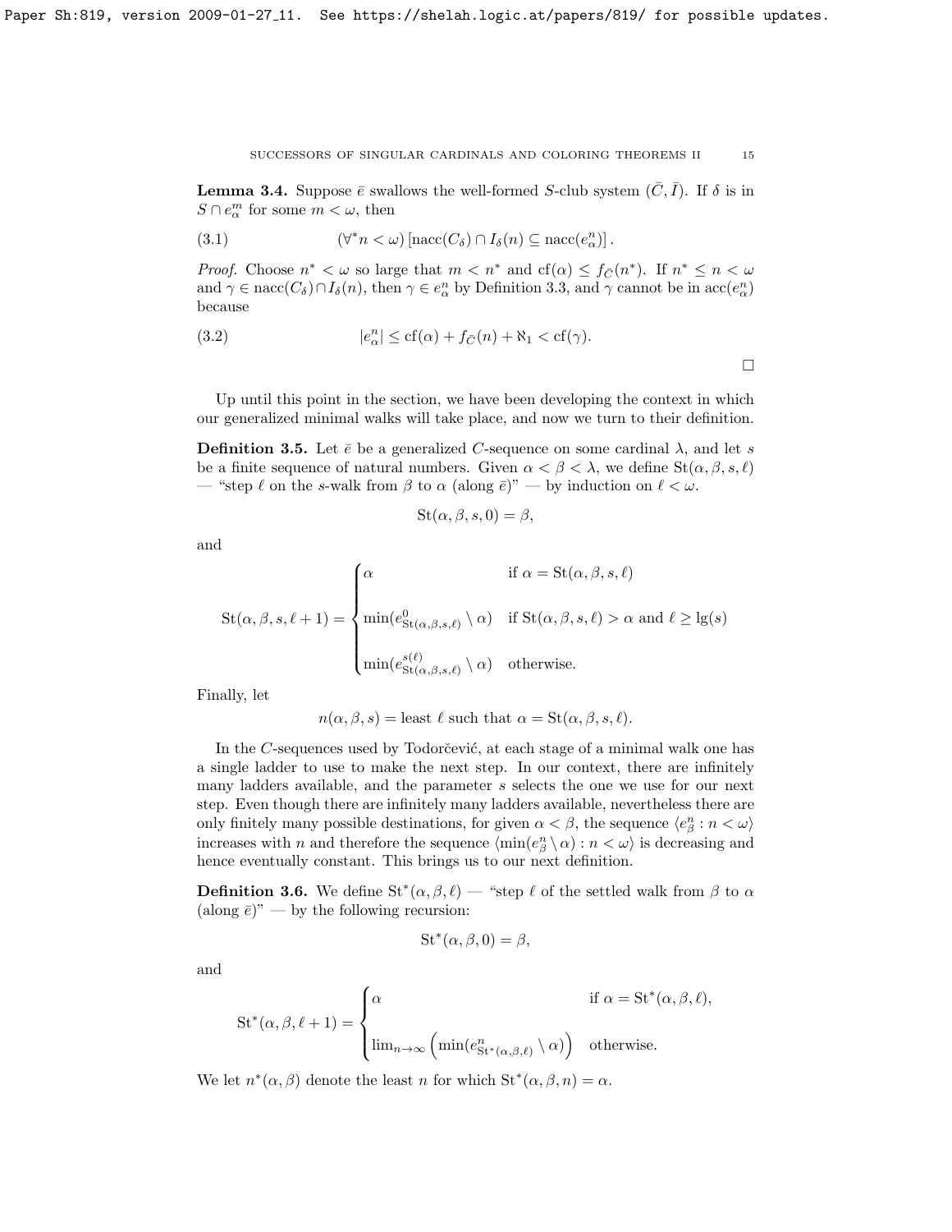**Lemma 3.4.** Suppose $\bar{e}$ swallows the well-formed $S$-club system $(\bar{C}, \bar{I})$. If $\delta$ is in $S \cap e^m_\alpha$ for some $m < \omega$, then

$$(\forall^* n < \omega)\left[\operatorname{nacc}(C_\delta) \cap I_\delta(n) \subseteq \operatorname{nacc}(e^n_\alpha)\right]. \tag{3.1}$$

*Proof.* Choose $n^* < \omega$ so large that $m < n^*$ and $\operatorname{cf}(\alpha) \leq f_{\bar{C}}(n^*)$. If $n^* \leq n < \omega$ and $\gamma \in \operatorname{nacc}(C_\delta) \cap I_\delta(n)$, then $\gamma \in e^n_\alpha$ by Definition 3.3, and $\gamma$ cannot be in $\operatorname{acc}(e^n_\alpha)$ because

$$|e^n_\alpha| \leq \operatorname{cf}(\alpha) + f_{\bar{C}}(n) + \aleph_1 < \operatorname{cf}(\gamma). \tag{3.2}$$

$\square$

Up until this point in the section, we have been developing the context in which our generalized minimal walks will take place, and now we turn to their definition.

**Definition 3.5.** Let $\bar{e}$ be a generalized $C$-sequence on some cardinal $\lambda$, and let $s$ be a finite sequence of natural numbers. Given $\alpha < \beta < \lambda$, we define $\operatorname{St}(\alpha, \beta, s, \ell)$ — "step $\ell$ on the $s$-walk from $\beta$ to $\alpha$ (along $\bar{e}$)" — by induction on $\ell < \omega$.

$$\operatorname{St}(\alpha, \beta, s, 0) = \beta,$$

and

$$\operatorname{St}(\alpha, \beta, s, \ell+1) = \begin{cases} \alpha & \text{if } \alpha = \operatorname{St}(\alpha, \beta, s, \ell) \\ \min(e^0_{\operatorname{St}(\alpha,\beta,s,\ell)} \setminus \alpha) & \text{if } \operatorname{St}(\alpha, \beta, s, \ell) > \alpha \text{ and } \ell \geq \lg(s) \\ \min(e^{s(\ell)}_{\operatorname{St}(\alpha,\beta,s,\ell)} \setminus \alpha) & \text{otherwise.} \end{cases}$$

Finally, let

$$n(\alpha, \beta, s) = \text{least } \ell \text{ such that } \alpha = \operatorname{St}(\alpha, \beta, s, \ell).$$

In the $C$-sequences used by Todorčević, at each stage of a minimal walk one has a single ladder to use to make the next step. In our context, there are infinitely many ladders available, and the parameter $s$ selects the one we use for our next step. Even though there are infinitely many ladders available, nevertheless there are only finitely many possible destinations, for given $\alpha < \beta$, the sequence $\langle e^n_\beta : n < \omega\rangle$ increases with $n$ and therefore the sequence $\langle \min(e^n_\beta \setminus \alpha) : n < \omega\rangle$ is decreasing and hence eventually constant. This brings us to our next definition.

**Definition 3.6.** We define $\operatorname{St}^*(\alpha, \beta, \ell)$ — "step $\ell$ of the settled walk from $\beta$ to $\alpha$ (along $\bar{e}$)" — by the following recursion:

$$\operatorname{St}^*(\alpha, \beta, 0) = \beta,$$

and

$$\operatorname{St}^*(\alpha, \beta, \ell+1) = \begin{cases} \alpha & \text{if } \alpha = \operatorname{St}^*(\alpha, \beta, \ell), \\ \lim_{n\to\infty}\left(\min(e^n_{\operatorname{St}^*(\alpha,\beta,\ell)} \setminus \alpha)\right) & \text{otherwise.} \end{cases}$$

We let $n^*(\alpha, \beta)$ denote the least $n$ for which $\operatorname{St}^*(\alpha, \beta, n) = \alpha$.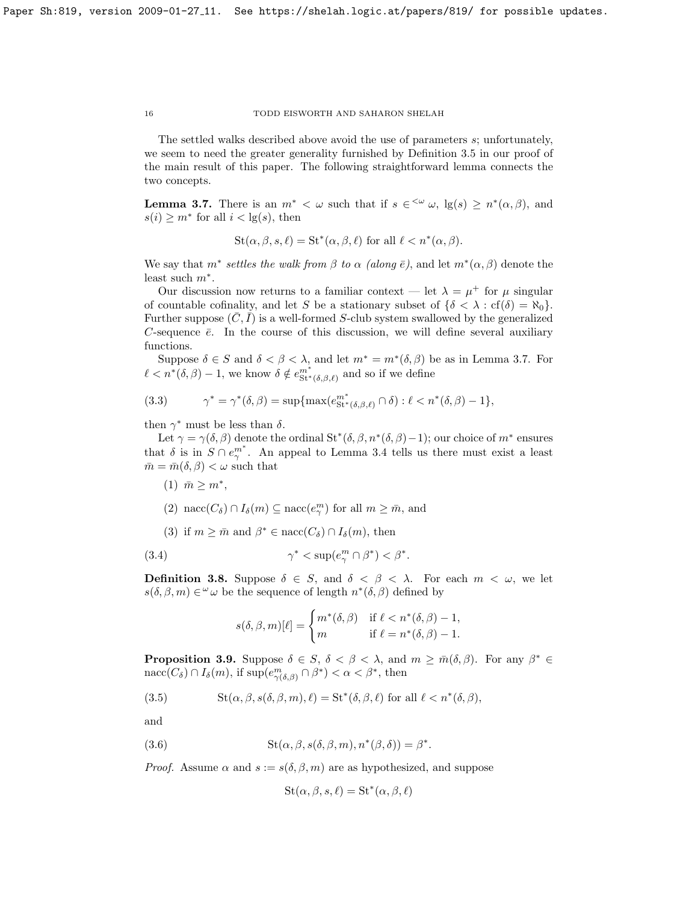The settled walks described above avoid the use of parameters $s$; unfortunately, we seem to need the greater generality furnished by Definition 3.5 in our proof of the main result of this paper. The following straightforward lemma connects the two concepts.

**Lemma 3.7.** There is an $m^* < \omega$ such that if $s \in {}^{<\omega}\omega$, $\lg(s) \geq n^*(\alpha, \beta)$, and $s(i) \geq m^*$ for all $i < \lg(s)$, then

$$\mathrm{St}(\alpha, \beta, s, \ell) = \mathrm{St}^*(\alpha, \beta, \ell) \text{ for all } \ell < n^*(\alpha, \beta).$$

We say that $m^*$ *settles the walk from $\beta$ to $\alpha$ (along $\bar{e}$)*, and let $m^*(\alpha, \beta)$ denote the least such $m^*$.

Our discussion now returns to a familiar context — let $\lambda = \mu^+$ for $\mu$ singular of countable cofinality, and let $S$ be a stationary subset of $\{\delta < \lambda : \mathrm{cf}(\delta) = \aleph_0\}$. Further suppose $(\bar{C}, \bar{I})$ is a well-formed $S$-club system swallowed by the generalized $C$-sequence $\bar{e}$. In the course of this discussion, we will define several auxiliary functions.

Suppose $\delta \in S$ and $\delta < \beta < \lambda$, and let $m^* = m^*(\delta, \beta)$ be as in Lemma 3.7. For $\ell < n^*(\delta, \beta) - 1$, we know $\delta \notin e^{m^*}_{\mathrm{St}^*(\delta,\beta,\ell)}$ and so if we define

$$\gamma^* = \gamma^*(\delta, \beta) = \sup\{\max(e^{m^*}_{\mathrm{St}^*(\delta,\beta,\ell)} \cap \delta) : \ell < n^*(\delta, \beta) - 1\}, \tag{3.3}$$

then $\gamma^*$ must be less than $\delta$.

Let $\gamma = \gamma(\delta, \beta)$ denote the ordinal $\mathrm{St}^*(\delta, \beta, n^*(\delta, \beta) - 1)$; our choice of $m^*$ ensures that $\delta$ is in $S \cap e^{m^*}_\gamma$. An appeal to Lemma 3.4 tells us there must exist a least $\bar{m} = \bar{m}(\delta, \beta) < \omega$ such that

(1) $\bar{m} \geq m^*$,

(2) $\mathrm{nacc}(C_\delta) \cap I_\delta(m) \subseteq \mathrm{nacc}(e^m_\gamma)$ for all $m \geq \bar{m}$, and

(3) if $m \geq \bar{m}$ and $\beta^* \in \mathrm{nacc}(C_\delta) \cap I_\delta(m)$, then

$$\gamma^* < \sup(e^m_\gamma \cap \beta^*) < \beta^*. \tag{3.4}$$

**Definition 3.8.** Suppose $\delta \in S$, and $\delta < \beta < \lambda$. For each $m < \omega$, we let $s(\delta, \beta, m) \in {}^\omega\omega$ be the sequence of length $n^*(\delta, \beta)$ defined by

$$s(\delta, \beta, m)[\ell] = \begin{cases} m^*(\delta, \beta) & \text{if } \ell < n^*(\delta, \beta) - 1, \\ m & \text{if } \ell = n^*(\delta, \beta) - 1. \end{cases}$$

**Proposition 3.9.** Suppose $\delta \in S$, $\delta < \beta < \lambda$, and $m \geq \bar{m}(\delta, \beta)$. For any $\beta^* \in \mathrm{nacc}(C_\delta) \cap I_\delta(m)$, if $\sup(e^m_{\gamma(\delta,\beta)} \cap \beta^*) < \alpha < \beta^*$, then

$$\mathrm{St}(\alpha, \beta, s(\delta, \beta, m), \ell) = \mathrm{St}^*(\delta, \beta, \ell) \text{ for all } \ell < n^*(\delta, \beta), \tag{3.5}$$

and

$$\mathrm{St}(\alpha, \beta, s(\delta, \beta, m), n^*(\beta, \delta)) = \beta^*. \tag{3.6}$$

*Proof.* Assume $\alpha$ and $s := s(\delta, \beta, m)$ are as hypothesized, and suppose

$$\mathrm{St}(\alpha, \beta, s, \ell) = \mathrm{St}^*(\alpha, \beta, \ell)$$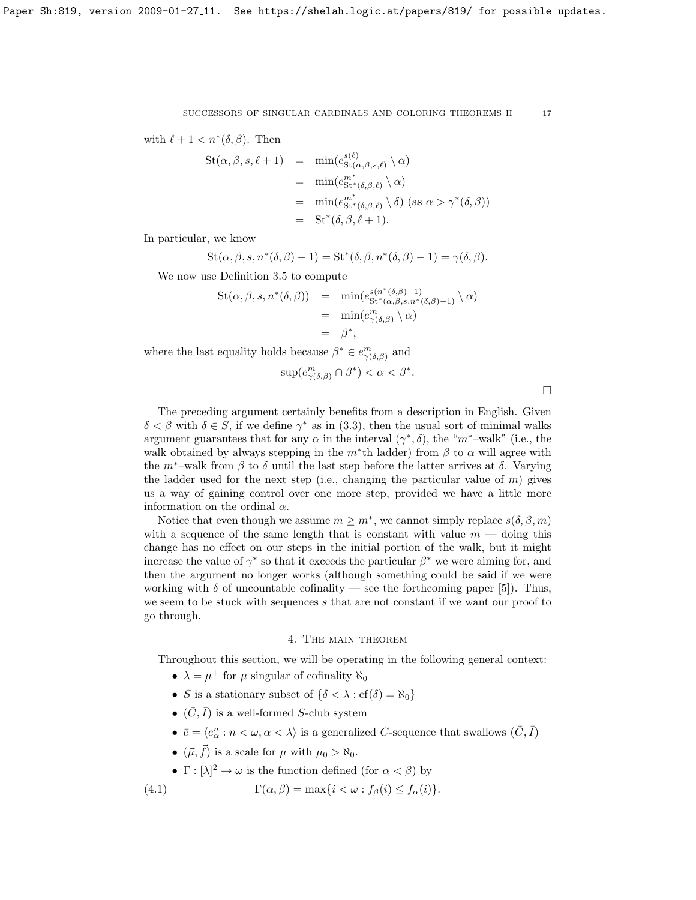with $\ell + 1 < n^*(\delta, \beta)$. Then

$$
\begin{aligned}
\mathrm{St}(\alpha, \beta, s, \ell+1) &= \min(e^{s(\ell)}_{\mathrm{St}(\alpha,\beta,s,\ell)} \setminus \alpha) \\
&= \min(e^{m^*}_{\mathrm{St}^*(\delta,\beta,\ell)} \setminus \alpha) \\
&= \min(e^{m^*}_{\mathrm{St}^*(\delta,\beta,\ell)} \setminus \delta) \text{ (as } \alpha > \gamma^*(\delta, \beta)) \\
&= \mathrm{St}^*(\delta, \beta, \ell+1).
\end{aligned}
$$

In particular, we know

$$
\mathrm{St}(\alpha, \beta, s, n^*(\delta, \beta) - 1) = \mathrm{St}^*(\delta, \beta, n^*(\delta, \beta) - 1) = \gamma(\delta, \beta).
$$

We now use Definition 3.5 to compute

$$
\begin{aligned}
\mathrm{St}(\alpha, \beta, s, n^*(\delta, \beta)) &= \min(e^{s(n^*(\delta,\beta)-1)}_{\mathrm{St}^*(\alpha,\beta,s,n^*(\delta,\beta)-1)} \setminus \alpha) \\
&= \min(e^m_{\gamma(\delta,\beta)} \setminus \alpha) \\
&= \beta^*,
\end{aligned}
$$

where the last equality holds because $\beta^* \in e^m_{\gamma(\delta,\beta)}$ and

$$
\sup(e^m_{\gamma(\delta,\beta)} \cap \beta^*) < \alpha < \beta^*.
$$

□

The preceding argument certainly benefits from a description in English. Given $\delta < \beta$ with $\delta \in S$, if we define $\gamma^*$ as in (3.3), then the usual sort of minimal walks argument guarantees that for any $\alpha$ in the interval $(\gamma^*, \delta)$, the "$m^*$–walk" (i.e., the walk obtained by always stepping in the $m^*$th ladder) from $\beta$ to $\alpha$ will agree with the $m^*$–walk from $\beta$ to $\delta$ until the last step before the latter arrives at $\delta$. Varying the ladder used for the next step (i.e., changing the particular value of $m$) gives us a way of gaining control over one more step, provided we have a little more information on the ordinal $\alpha$.

Notice that even though we assume $m \geq m^*$, we cannot simply replace $s(\delta, \beta, m)$ with a sequence of the same length that is constant with value $m$ — doing this change has no effect on our steps in the initial portion of the walk, but it might increase the value of $\gamma^*$ so that it exceeds the particular $\beta^*$ we were aiming for, and then the argument no longer works (although something could be said if we were working with $\delta$ of uncountable cofinality — see the forthcoming paper [5]). Thus, we seem to be stuck with sequences $s$ that are not constant if we want our proof to go through.

## 4. The main theorem

Throughout this section, we will be operating in the following general context:

- $\lambda = \mu^+$ for $\mu$ singular of cofinality $\aleph_0$
- $S$ is a stationary subset of $\{\delta < \lambda : \mathrm{cf}(\delta) = \aleph_0\}$
- $(\bar{C}, \bar{I})$ is a well-formed $S$-club system
- $\bar{e} = \langle e^n_\alpha : n < \omega, \alpha < \lambda \rangle$ is a generalized $C$-sequence that swallows $(\bar{C}, \bar{I})$
- $(\vec{\mu}, \vec{f})$ is a scale for $\mu$ with $\mu_0 > \aleph_0$.
- $\Gamma : [\lambda]^2 \to \omega$ is the function defined (for $\alpha < \beta$) by

$$
\Gamma(\alpha, \beta) = \max\{i < \omega : f_\beta(i) \leq f_\alpha(i)\}. \tag{4.1}
$$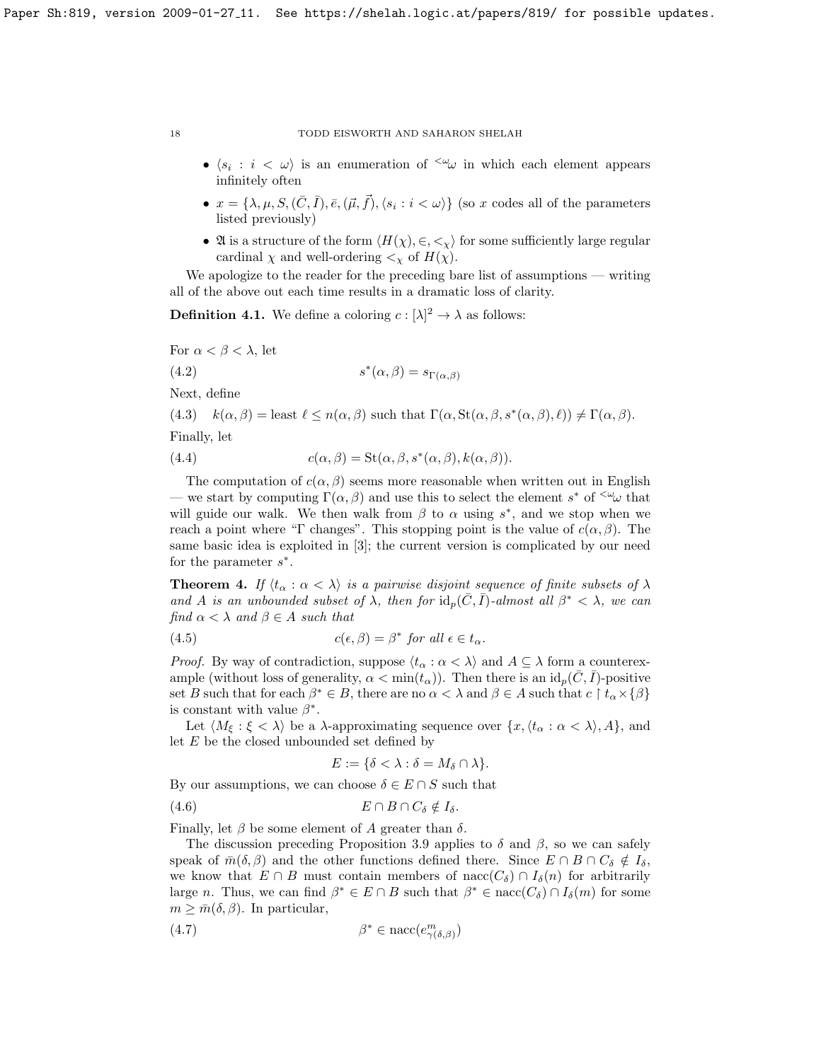- $\langle s_i : i < \omega \rangle$ is an enumeration of ${}^{<\omega}\omega$ in which each element appears infinitely often
- $x = \{\lambda, \mu, S, (\bar{C}, \bar{I}), \bar{e}, (\vec{\mu}, \vec{f}), \langle s_i : i < \omega \rangle\}$ (so $x$ codes all of the parameters listed previously)
- $\mathfrak{A}$ is a structure of the form $\langle H(\chi), \in, <_\chi \rangle$ for some sufficiently large regular cardinal $\chi$ and well-ordering $<_\chi$ of $H(\chi)$.

We apologize to the reader for the preceding bare list of assumptions — writing all of the above out each time results in a dramatic loss of clarity.

**Definition 4.1.** We define a coloring $c : [\lambda]^2 \to \lambda$ as follows:

For $\alpha < \beta < \lambda$, let

$$s^*(\alpha, \beta) = s_{\Gamma(\alpha,\beta)} \tag{4.2}$$

Next, define

$$k(\alpha, \beta) = \text{least } \ell \leq n(\alpha, \beta) \text{ such that } \Gamma(\alpha, \mathrm{St}(\alpha, \beta, s^*(\alpha, \beta), \ell)) \neq \Gamma(\alpha, \beta). \tag{4.3}$$

Finally, let

$$c(\alpha, \beta) = \mathrm{St}(\alpha, \beta, s^*(\alpha, \beta), k(\alpha, \beta)). \tag{4.4}$$

The computation of $c(\alpha, \beta)$ seems more reasonable when written out in English — we start by computing $\Gamma(\alpha, \beta)$ and use this to select the element $s^*$ of ${}^{<\omega}\omega$ that will guide our walk. We then walk from $\beta$ to $\alpha$ using $s^*$, and we stop when we reach a point where "$\Gamma$ changes". This stopping point is the value of $c(\alpha, \beta)$. The same basic idea is exploited in [3]; the current version is complicated by our need for the parameter $s^*$.

**Theorem 4.** *If $\langle t_\alpha : \alpha < \lambda \rangle$ is a pairwise disjoint sequence of finite subsets of $\lambda$ and $A$ is an unbounded subset of $\lambda$, then for $\mathrm{id}_p(\bar{C}, \bar{I})$-almost all $\beta^* < \lambda$, we can find $\alpha < \lambda$ and $\beta \in A$ such that*

$$c(\epsilon, \beta) = \beta^* \text{ for all } \epsilon \in t_\alpha. \tag{4.5}$$

*Proof.* By way of contradiction, suppose $\langle t_\alpha : \alpha < \lambda \rangle$ and $A \subseteq \lambda$ form a counterexample (without loss of generality, $\alpha < \min(t_\alpha)$). Then there is an $\mathrm{id}_p(\bar{C}, \bar{I})$-positive set $B$ such that for each $\beta^* \in B$, there are no $\alpha < \lambda$ and $\beta \in A$ such that $c \upharpoonright t_\alpha \times \{\beta\}$ is constant with value $\beta^*$.

Let $\langle M_\xi : \xi < \lambda \rangle$ be a $\lambda$-approximating sequence over $\{x, \langle t_\alpha : \alpha < \lambda \rangle, A\}$, and let $E$ be the closed unbounded set defined by

$$E := \{\delta < \lambda : \delta = M_\delta \cap \lambda\}.$$

By our assumptions, we can choose $\delta \in E \cap S$ such that

$$E \cap B \cap C_\delta \notin I_\delta. \tag{4.6}$$

Finally, let $\beta$ be some element of $A$ greater than $\delta$.

The discussion preceding Proposition 3.9 applies to $\delta$ and $\beta$, so we can safely speak of $\bar{m}(\delta, \beta)$ and the other functions defined there. Since $E \cap B \cap C_\delta \notin I_\delta$, we know that $E \cap B$ must contain members of $\mathrm{nacc}(C_\delta) \cap I_\delta(n)$ for arbitrarily large $n$. Thus, we can find $\beta^* \in E \cap B$ such that $\beta^* \in \mathrm{nacc}(C_\delta) \cap I_\delta(m)$ for some $m \geq \bar{m}(\delta, \beta)$. In particular,

$$\beta^* \in \mathrm{nacc}(e^m_{\gamma(\delta,\beta)}) \tag{4.7}$$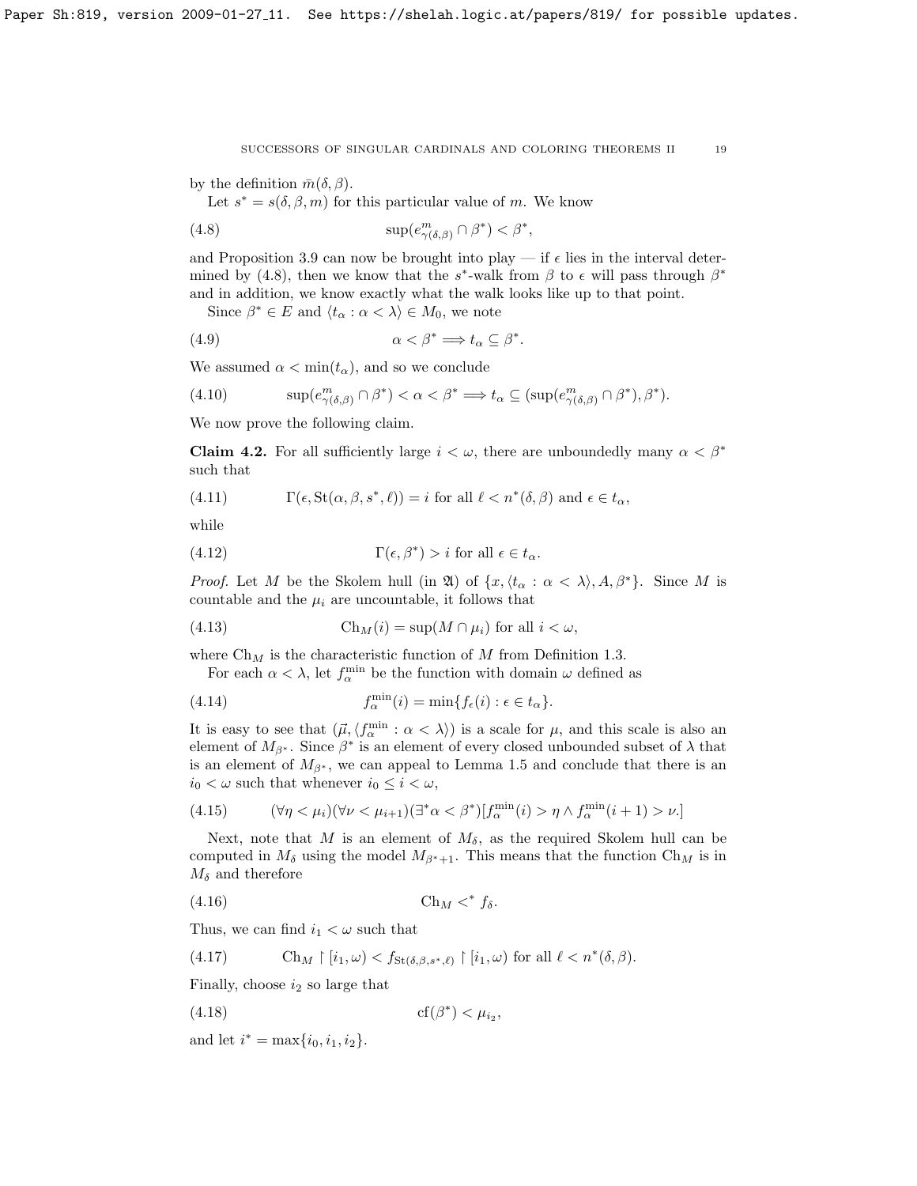by the definition $\bar{m}(\delta, \beta)$.

Let $s^* = s(\delta, \beta, m)$ for this particular value of $m$. We know

$$\sup(e^m_{\gamma(\delta,\beta)} \cap \beta^*) < \beta^*, \tag{4.8}$$

and Proposition 3.9 can now be brought into play — if $\epsilon$ lies in the interval determined by (4.8), then we know that the $s^*$-walk from $\beta$ to $\epsilon$ will pass through $\beta^*$ and in addition, we know exactly what the walk looks like up to that point.

Since $\beta^* \in E$ and $\langle t_\alpha : \alpha < \lambda \rangle \in M_0$, we note

$$\alpha < \beta^* \Longrightarrow t_\alpha \subseteq \beta^*. \tag{4.9}$$

We assumed $\alpha < \min(t_\alpha)$, and so we conclude

$$\sup(e^m_{\gamma(\delta,\beta)} \cap \beta^*) < \alpha < \beta^* \Longrightarrow t_\alpha \subseteq (\sup(e^m_{\gamma(\delta,\beta)} \cap \beta^*), \beta^*). \tag{4.10}$$

We now prove the following claim.

**Claim 4.2.** For all sufficiently large $i < \omega$, there are unboundedly many $\alpha < \beta^*$ such that

$$\Gamma(\epsilon, \mathrm{St}(\alpha, \beta, s^*, \ell)) = i \text{ for all } \ell < n^*(\delta, \beta) \text{ and } \epsilon \in t_\alpha, \tag{4.11}$$

while

$$\Gamma(\epsilon, \beta^*) > i \text{ for all } \epsilon \in t_\alpha. \tag{4.12}$$

*Proof.* Let $M$ be the Skolem hull (in $\mathfrak{A}$) of $\{x, \langle t_\alpha : \alpha < \lambda \rangle, A, \beta^*\}$. Since $M$ is countable and the $\mu_i$ are uncountable, it follows that

$$\mathrm{Ch}_M(i) = \sup(M \cap \mu_i) \text{ for all } i < \omega, \tag{4.13}$$

where $\mathrm{Ch}_M$ is the characteristic function of $M$ from Definition 1.3.

For each $\alpha < \lambda$, let $f^{\min}_\alpha$ be the function with domain $\omega$ defined as

$$f^{\min}_\alpha(i) = \min\{f_\epsilon(i) : \epsilon \in t_\alpha\}. \tag{4.14}$$

It is easy to see that $(\vec{\mu}, \langle f^{\min}_\alpha : \alpha < \lambda \rangle)$ is a scale for $\mu$, and this scale is also an element of $M_{\beta^*}$. Since $\beta^*$ is an element of every closed unbounded subset of $\lambda$ that is an element of $M_{\beta^*}$, we can appeal to Lemma 1.5 and conclude that there is an $i_0 < \omega$ such that whenever $i_0 \leq i < \omega$,

$$(\forall \eta < \mu_i)(\forall \nu < \mu_{i+1})(\exists^* \alpha < \beta^*)[f^{\min}_\alpha(i) > \eta \wedge f^{\min}_\alpha(i+1) > \nu.] \tag{4.15}$$

Next, note that $M$ is an element of $M_\delta$, as the required Skolem hull can be computed in $M_\delta$ using the model $M_{\beta^*+1}$. This means that the function $\mathrm{Ch}_M$ is in $M_\delta$ and therefore

$$\mathrm{Ch}_M <^* f_\delta. \tag{4.16}$$

Thus, we can find $i_1 < \omega$ such that

$$\mathrm{Ch}_M \restriction [i_1, \omega) < f_{\mathrm{St}(\delta,\beta,s^*,\ell)} \restriction [i_1, \omega) \text{ for all } \ell < n^*(\delta, \beta). \tag{4.17}$$

Finally, choose $i_2$ so large that

$$\mathrm{cf}(\beta^*) < \mu_{i_2}, \tag{4.18}$$

and let $i^* = \max\{i_0, i_1, i_2\}$.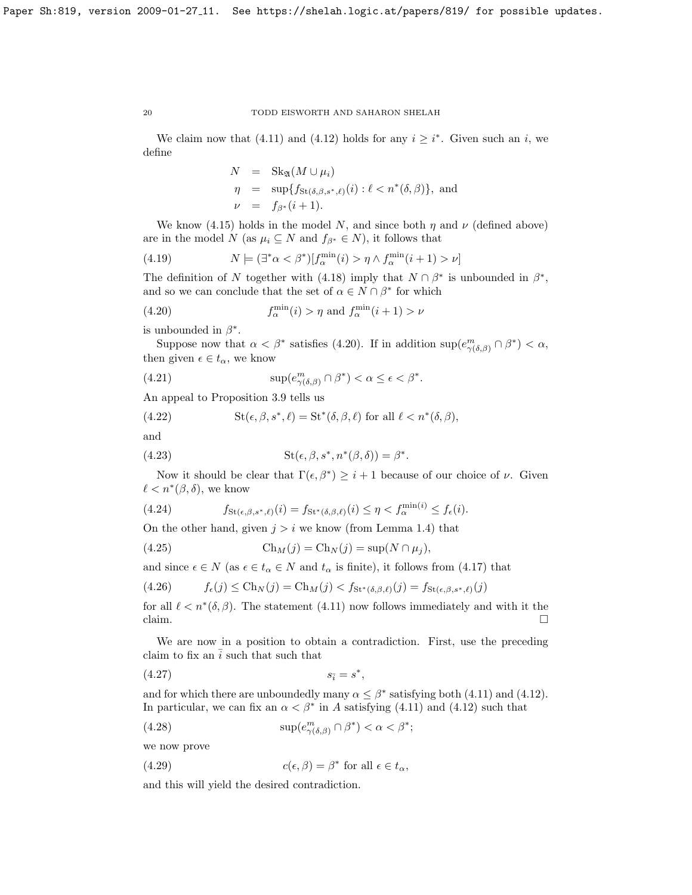We claim now that (4.11) and (4.12) holds for any $i \geq i^*$. Given such an $i$, we define

$$
\begin{aligned}
N &= \mathrm{Sk}_{\mathfrak{A}}(M \cup \mu_i) \\
\eta &= \sup\{f_{\mathrm{St}(\delta,\beta,s^*,\ell)}(i) : \ell < n^*(\delta,\beta)\}, \text{ and} \\
\nu &= f_{\beta^*}(i+1).
\end{aligned}
$$

We know (4.15) holds in the model $N$, and since both $\eta$ and $\nu$ (defined above) are in the model $N$ (as $\mu_i \subseteq N$ and $f_{\beta^*} \in N$), it follows that

$$
N \models (\exists^* \alpha < \beta^*)[f_\alpha^{\min}(i) > \eta \wedge f_\alpha^{\min}(i+1) > \nu] \tag{4.19}
$$

The definition of $N$ together with (4.18) imply that $N \cap \beta^*$ is unbounded in $\beta^*$, and so we can conclude that the set of $\alpha \in N \cap \beta^*$ for which

$$
f_\alpha^{\min}(i) > \eta \text{ and } f_\alpha^{\min}(i+1) > \nu \tag{4.20}
$$

is unbounded in $\beta^*$.

Suppose now that $\alpha < \beta^*$ satisfies (4.20). If in addition $\sup(e^m_{\gamma(\delta,\beta)} \cap \beta^*) < \alpha$, then given $\epsilon \in t_\alpha$, we know

$$
\sup(e^m_{\gamma(\delta,\beta)} \cap \beta^*) < \alpha \leq \epsilon < \beta^*. \tag{4.21}
$$

An appeal to Proposition 3.9 tells us

$$
\mathrm{St}(\epsilon,\beta,s^*,\ell) = \mathrm{St}^*(\delta,\beta,\ell) \text{ for all } \ell < n^*(\delta,\beta), \tag{4.22}
$$

and

$$
\mathrm{St}(\epsilon,\beta,s^*,n^*(\beta,\delta)) = \beta^*. \tag{4.23}
$$

Now it should be clear that $\Gamma(\epsilon,\beta^*) \geq i+1$ because of our choice of $\nu$. Given $\ell < n^*(\beta,\delta)$, we know

$$
f_{\mathrm{St}(\epsilon,\beta,s^*,\ell)}(i) = f_{\mathrm{St}^*(\delta,\beta,\ell)}(i) \leq \eta < f_\alpha^{\min(i)} \leq f_\epsilon(i). \tag{4.24}
$$

On the other hand, given $j > i$ we know (from Lemma 1.4) that

$$
\mathrm{Ch}_M(j) = \mathrm{Ch}_N(j) = \sup(N \cap \mu_j), \tag{4.25}
$$

and since $\epsilon \in N$ (as $\epsilon \in t_\alpha \in N$ and $t_\alpha$ is finite), it follows from (4.17) that

$$
f_\epsilon(j) \leq \mathrm{Ch}_N(j) = \mathrm{Ch}_M(j) < f_{\mathrm{St}^*(\delta,\beta,\ell)}(j) = f_{\mathrm{St}(\epsilon,\beta,s^*,\ell)}(j) \tag{4.26}
$$

for all $\ell < n^*(\delta,\beta)$. The statement (4.11) now follows immediately and with it the claim. $\square$

We are now in a position to obtain a contradiction. First, use the preceding claim to fix an $\bar{i}$ such that such that

$$
s_{\bar{i}} = s^*, \tag{4.27}
$$

and for which there are unboundedly many $\alpha \leq \beta^*$ satisfying both (4.11) and (4.12). In particular, we can fix an $\alpha < \beta^*$ in $A$ satisfying (4.11) and (4.12) such that

$$
\sup(e^m_{\gamma(\delta,\beta)} \cap \beta^*) < \alpha < \beta^*; \tag{4.28}
$$

we now prove

$$
c(\epsilon,\beta) = \beta^* \text{ for all } \epsilon \in t_\alpha, \tag{4.29}
$$

and this will yield the desired contradiction.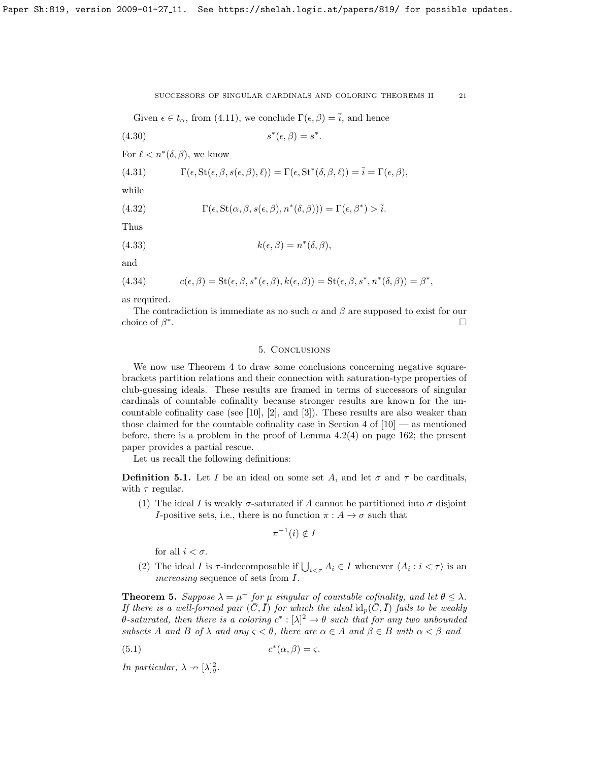Given $\epsilon \in t_\alpha$, from (4.11), we conclude $\Gamma(\epsilon, \beta) = \bar{i}$, and hence

$$s^*(\epsilon, \beta) = s^*. \tag{4.30}$$

For $\ell < n^*(\delta, \beta)$, we know

$$\Gamma(\epsilon, \mathrm{St}(\epsilon, \beta, s(\epsilon, \beta), \ell)) = \Gamma(\epsilon, \mathrm{St}^*(\delta, \beta, \ell)) = \bar{i} = \Gamma(\epsilon, \beta), \tag{4.31}$$

while

$$\Gamma(\epsilon, \mathrm{St}(\alpha, \beta, s(\epsilon, \beta), n^*(\delta, \beta))) = \Gamma(\epsilon, \beta^*) > \bar{i}. \tag{4.32}$$

Thus

$$k(\epsilon, \beta) = n^*(\delta, \beta), \tag{4.33}$$

and

$$c(\epsilon, \beta) = \mathrm{St}(\epsilon, \beta, s^*(\epsilon, \beta), k(\epsilon, \beta)) = \mathrm{St}(\epsilon, \beta, s^*, n^*(\delta, \beta)) = \beta^*, \tag{4.34}$$

as required.

The contradiction is immediate as no such $\alpha$ and $\beta$ are supposed to exist for our choice of $\beta^*$. $\square$

## 5. Conclusions

We now use Theorem 4 to draw some conclusions concerning negative square-brackets partition relations and their connection with saturation-type properties of club-guessing ideals. These results are framed in terms of successors of singular cardinals of countable cofinality because stronger results are known for the uncountable cofinality case (see [10], [2], and [3]). These results are also weaker than those claimed for the countable cofinality case in Section 4 of [10] — as mentioned before, there is a problem in the proof of Lemma 4.2(4) on page 162; the present paper provides a partial rescue.

Let us recall the following definitions:

**Definition 5.1.** Let $I$ be an ideal on some set $A$, and let $\sigma$ and $\tau$ be cardinals, with $\tau$ regular.

1. The ideal $I$ is weakly $\sigma$-saturated if $A$ cannot be partitioned into $\sigma$ disjoint $I$-positive sets, i.e., there is no function $\pi : A \to \sigma$ such that
$$\pi^{-1}(i) \notin I$$
for all $i < \sigma$.
2. The ideal $I$ is $\tau$-indecomposable if $\bigcup_{i<\tau} A_i \in I$ whenever $\langle A_i : i < \tau \rangle$ is an *increasing* sequence of sets from $I$.

**Theorem 5.** *Suppose $\lambda = \mu^+$ for $\mu$ singular of countable cofinality, and let $\theta \leq \lambda$. If there is a well-formed pair $(\bar{C}, \bar{I})$ for which the ideal $\mathrm{id}_p(\bar{C}, \bar{I})$ fails to be weakly $\theta$-saturated, then there is a coloring $c^* : [\lambda]^2 \to \theta$ such that for any two unbounded subsets $A$ and $B$ of $\lambda$ and any $\varsigma < \theta$, there are $\alpha \in A$ and $\beta \in B$ with $\alpha < \beta$ and*

$$c^*(\alpha, \beta) = \varsigma. \tag{5.1}$$

*In particular, $\lambda \nrightarrow [\lambda]^2_\theta$.*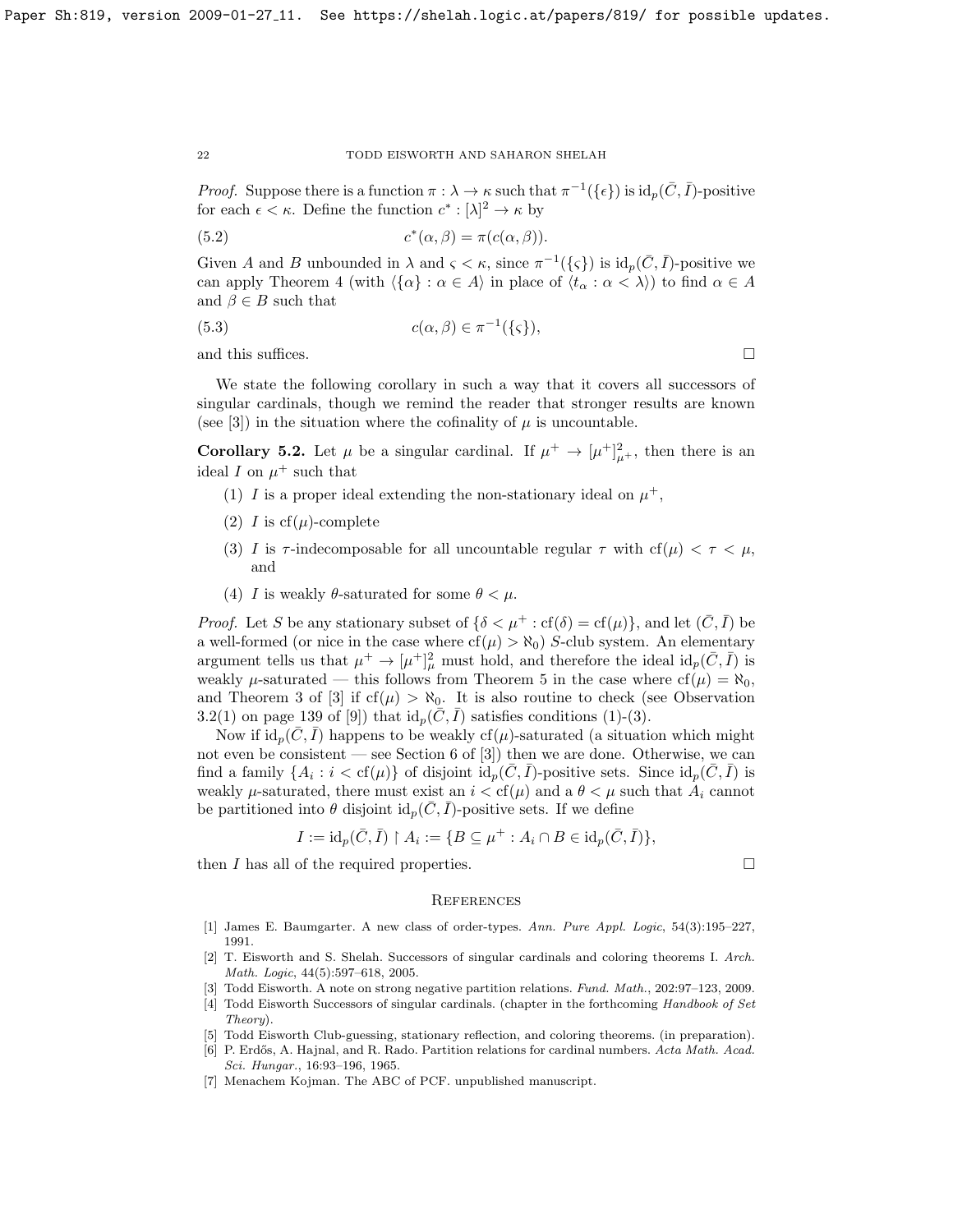*Proof.* Suppose there is a function $\pi : \lambda \to \kappa$ such that $\pi^{-1}(\{\epsilon\})$ is $\mathrm{id}_p(\bar{C}, \bar{I})$-positive for each $\epsilon < \kappa$. Define the function $c^* : [\lambda]^2 \to \kappa$ by

$$c^*(\alpha, \beta) = \pi(c(\alpha, \beta)). \tag{5.2}$$

Given $A$ and $B$ unbounded in $\lambda$ and $\varsigma < \kappa$, since $\pi^{-1}(\{\varsigma\})$ is $\mathrm{id}_p(\bar{C}, \bar{I})$-positive we can apply Theorem 4 (with $\langle \{\alpha\} : \alpha \in A\rangle$ in place of $\langle t_\alpha : \alpha < \lambda\rangle$) to find $\alpha \in A$ and $\beta \in B$ such that

$$c(\alpha, \beta) \in \pi^{-1}(\{\varsigma\}), \tag{5.3}$$

and this suffices. $\square$

We state the following corollary in such a way that it covers all successors of singular cardinals, though we remind the reader that stronger results are known (see [3]) in the situation where the cofinality of $\mu$ is uncountable.

**Corollary 5.2.** Let $\mu$ be a singular cardinal. If $\mu^+ \to [\mu^+]^2_{\mu^+}$, then there is an ideal $I$ on $\mu^+$ such that

1. $I$ is a proper ideal extending the non-stationary ideal on $\mu^+$,
2. $I$ is $\mathrm{cf}(\mu)$-complete
3. $I$ is $\tau$-indecomposable for all uncountable regular $\tau$ with $\mathrm{cf}(\mu) < \tau < \mu$, and
4. $I$ is weakly $\theta$-saturated for some $\theta < \mu$.

*Proof.* Let $S$ be any stationary subset of $\{\delta < \mu^+ : \mathrm{cf}(\delta) = \mathrm{cf}(\mu)\}$, and let $(\bar{C}, \bar{I})$ be a well-formed (or nice in the case where $\mathrm{cf}(\mu) > \aleph_0$) $S$-club system. An elementary argument tells us that $\mu^+ \to [\mu^+]^2_\mu$ must hold, and therefore the ideal $\mathrm{id}_p(\bar{C}, \bar{I})$ is weakly $\mu$-saturated — this follows from Theorem 5 in the case where $\mathrm{cf}(\mu) = \aleph_0$, and Theorem 3 of [3] if $\mathrm{cf}(\mu) > \aleph_0$. It is also routine to check (see Observation 3.2(1) on page 139 of [9]) that $\mathrm{id}_p(\bar{C}, \bar{I})$ satisfies conditions (1)-(3).

Now if $\mathrm{id}_p(\bar{C}, \bar{I})$ happens to be weakly $\mathrm{cf}(\mu)$-saturated (a situation which might not even be consistent — see Section 6 of [3]) then we are done. Otherwise, we can find a family $\{A_i : i < \mathrm{cf}(\mu)\}$ of disjoint $\mathrm{id}_p(\bar{C}, \bar{I})$-positive sets. Since $\mathrm{id}_p(\bar{C}, \bar{I})$ is weakly $\mu$-saturated, there must exist an $i < \mathrm{cf}(\mu)$ and a $\theta < \mu$ such that $A_i$ cannot be partitioned into $\theta$ disjoint $\mathrm{id}_p(\bar{C}, \bar{I})$-positive sets. If we define

$$I := \mathrm{id}_p(\bar{C}, \bar{I}) \restriction A_i := \{B \subseteq \mu^+ : A_i \cap B \in \mathrm{id}_p(\bar{C}, \bar{I})\},$$

then $I$ has all of the required properties. $\square$

## References

[1] James E. Baumgarter. A new class of order-types. *Ann. Pure Appl. Logic*, 54(3):195–227, 1991.

[2] T. Eisworth and S. Shelah. Successors of singular cardinals and coloring theorems I. *Arch. Math. Logic*, 44(5):597–618, 2005.

[3] Todd Eisworth. A note on strong negative partition relations. *Fund. Math.*, 202:97–123, 2009.

[4] Todd Eisworth Successors of singular cardinals. (chapter in the forthcoming *Handbook of Set Theory*).

[5] Todd Eisworth Club-guessing, stationary reflection, and coloring theorems. (in preparation).

[6] P. Erdős, A. Hajnal, and R. Rado. Partition relations for cardinal numbers. *Acta Math. Acad. Sci. Hungar.*, 16:93–196, 1965.

[7] Menachem Kojman. The ABC of PCF. unpublished manuscript.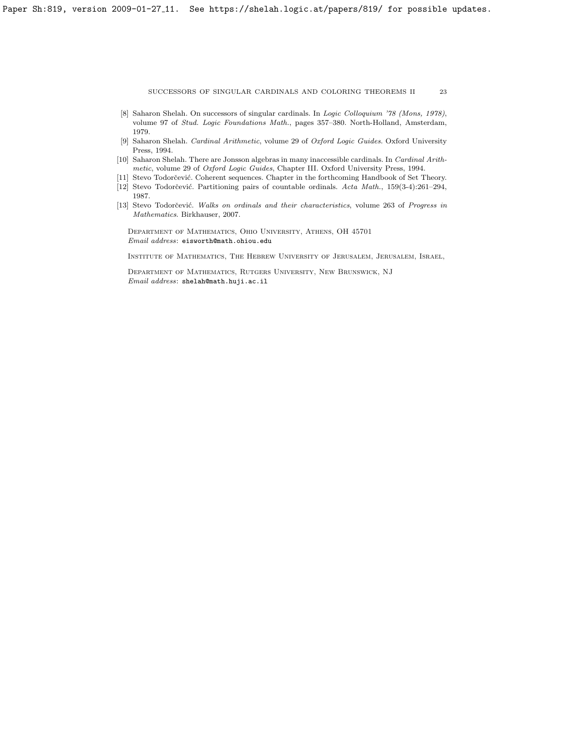[8] Saharon Shelah. On successors of singular cardinals. In *Logic Colloquium '78 (Mons, 1978)*, volume 97 of *Stud. Logic Foundations Math.*, pages 357–380. North-Holland, Amsterdam, 1979.

[9] Saharon Shelah. *Cardinal Arithmetic*, volume 29 of *Oxford Logic Guides*. Oxford University Press, 1994.

[10] Saharon Shelah. There are Jonsson algebras in many inaccessible cardinals. In *Cardinal Arithmetic*, volume 29 of *Oxford Logic Guides*, Chapter III. Oxford University Press, 1994.

[11] Stevo Todorčević. Coherent sequences. Chapter in the forthcoming Handbook of Set Theory.

[12] Stevo Todorčević. Partitioning pairs of countable ordinals. *Acta Math.*, 159(3-4):261–294, 1987.

[13] Stevo Todorčević. *Walks on ordinals and their characteristics*, volume 263 of *Progress in Mathematics*. Birkhauser, 2007.

Department of Mathematics, Ohio University, Athens, OH 45701
*Email address*: eisworth@math.ohiou.edu

Institute of Mathematics, The Hebrew University of Jerusalem, Jerusalem, Israel,

Department of Mathematics, Rutgers University, New Brunswick, NJ
*Email address*: shelah@math.huji.ac.il